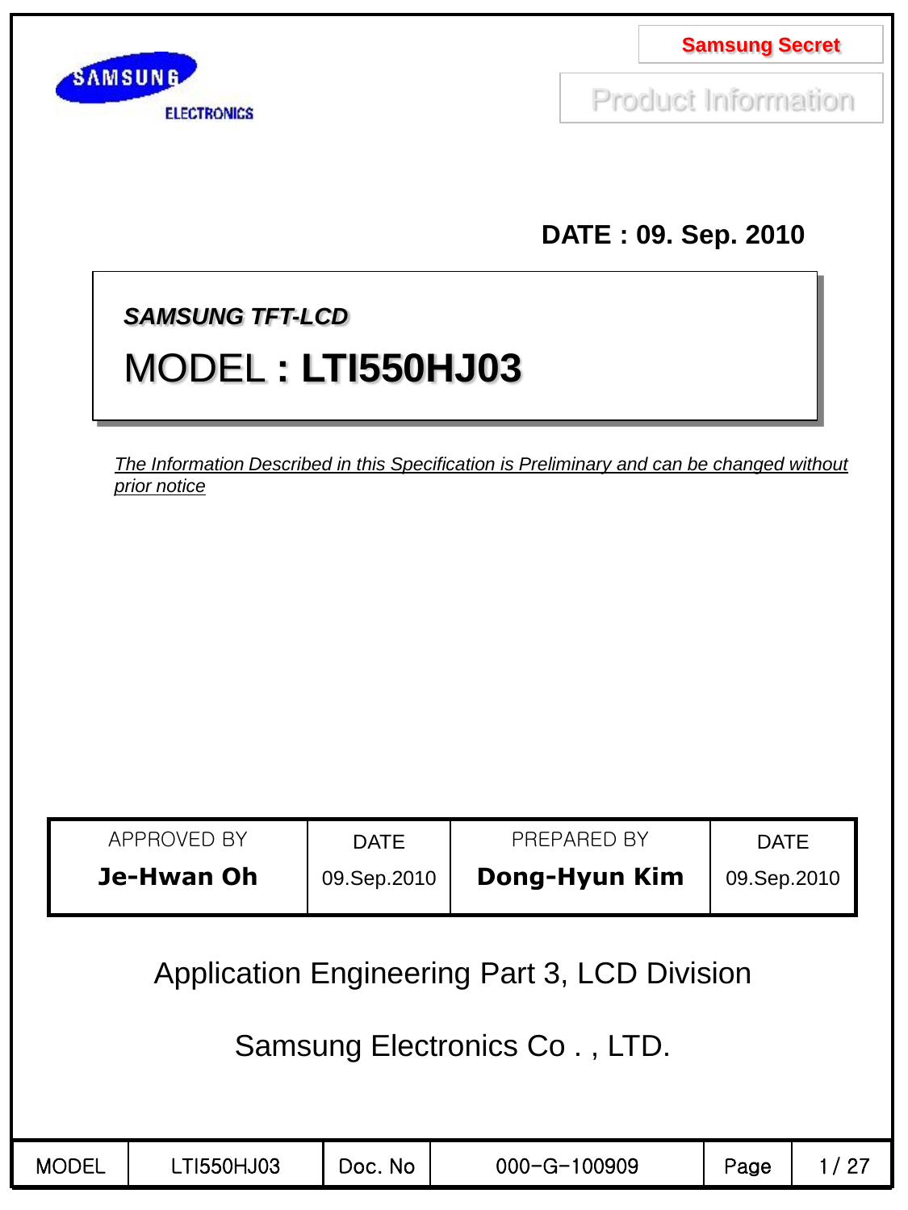**Samsung Secret**

Product Information

**DATE : 09. Sep. 2010**

***SAMSUNG TFT-LCD***

# MODEL : **LTI550HJ03**

*The Information Described in this Specification is Preliminary and can be changed without prior notice*

| APPROVED BY | DATE | PREPARED BY | DATE |
|---|---|---|---|
| **Je-Hwan Oh** | 09.Sep.2010 | **Dong-Hyun Kim** | 09.Sep.2010 |

Application Engineering Part 3, LCD Division

Samsung Electronics Co . , LTD.

| MODEL | LTI550HJ03 | Doc. No | 000-G-100909 |
|---|---|---|---|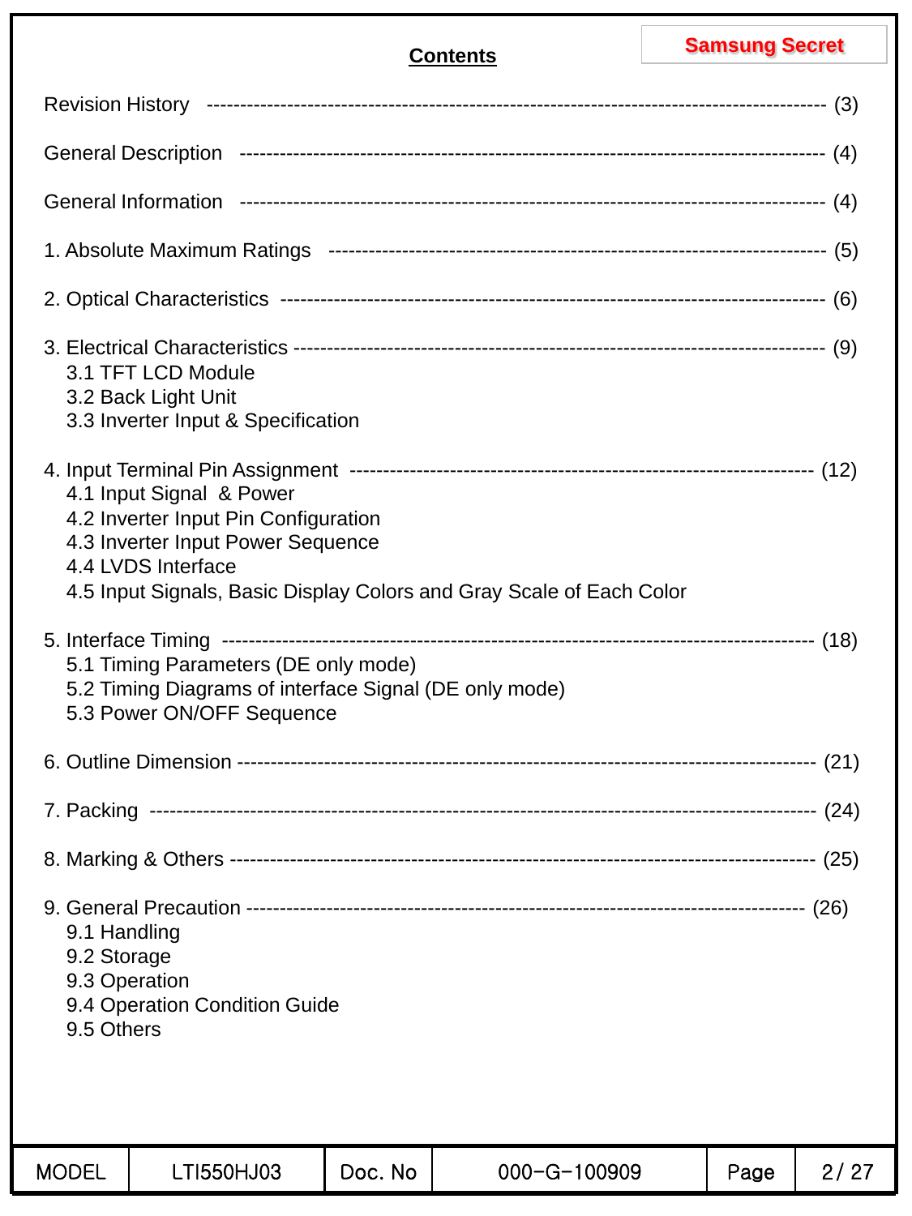**Samsung Secret**

## Contents

Revision History ---------------------------------------------------------------------------------------- (3)

General Description ------------------------------------------------------------------------------------ (4)

General Information ------------------------------------------------------------------------------------ (4)

1. Absolute Maximum Ratings ------------------------------------------------------------------------ (5)

2. Optical Characteristics ------------------------------------------------------------------------------- (6)

3. Electrical Characteristics ------------------------------------------------------------------------------ (9)
   - 3.1 TFT LCD Module
   - 3.2 Back Light Unit
   - 3.3 Inverter Input & Specification

4. Input Terminal Pin Assignment ------------------------------------------------------------------ (12)
   - 4.1 Input Signal & Power
   - 4.2 Inverter Input Pin Configuration
   - 4.3 Inverter Input Power Sequence
   - 4.4 LVDS Interface
   - 4.5 Input Signals, Basic Display Colors and Gray Scale of Each Color

5. Interface Timing ---------------------------------------------------------------------------------- (18)
   - 5.1 Timing Parameters (DE only mode)
   - 5.2 Timing Diagrams of interface Signal (DE only mode)
   - 5.3 Power ON/OFF Sequence

6. Outline Dimension ------------------------------------------------------------------------------- (21)

7. Packing ----------------------------------------------------------------------------------------------- (24)

8. Marking & Others --------------------------------------------------------------------------------- (25)

9. General Precaution ------------------------------------------------------------------------------- (26)
   - 9.1 Handling
   - 9.2 Storage
   - 9.3 Operation
   - 9.4 Operation Condition Guide
   - 9.5 Others

| MODEL | LTI550HJ03 | Doc. No | 000-G-100909 |
| --- | --- | --- | --- |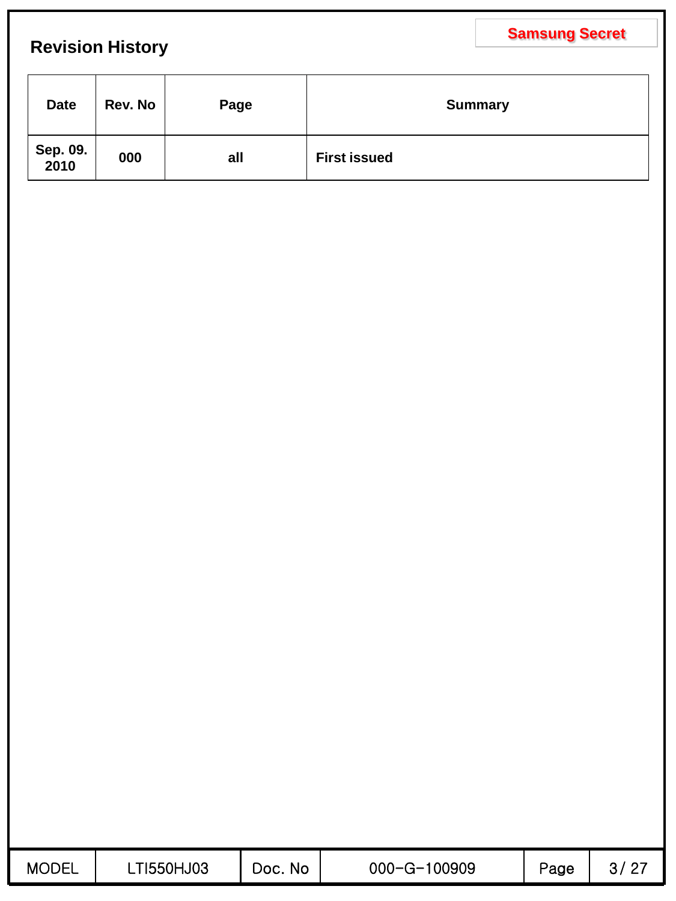## Revision History

| Date | Rev. No | Page | Summary |
|---|---|---|---|
| Sep. 09. 2010 | 000 | all | First issued |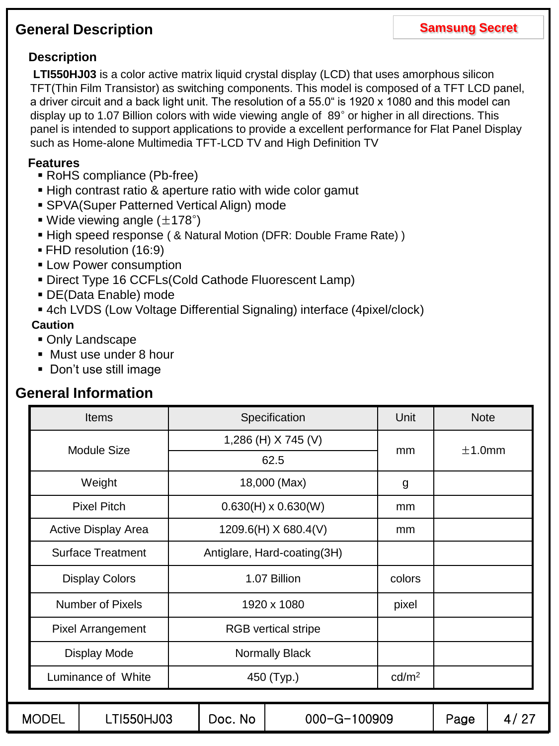## General Description

**Samsung Secret**

### Description

**LTI550HJ03** is a color active matrix liquid crystal display (LCD) that uses amorphous silicon TFT(Thin Film Transistor) as switching components. This model is composed of a TFT LCD panel, a driver circuit and a back light unit. The resolution of a 55.0" is 1920 x 1080 and this model can display up to 1.07 Billion colors with wide viewing angle of 89° or higher in all directions. This panel is intended to support applications to provide a excellent performance for Flat Panel Display such as Home-alone Multimedia TFT-LCD TV and High Definition TV

### Features

- RoHS compliance (Pb-free)
- High contrast ratio & aperture ratio with wide color gamut
- SPVA(Super Patterned Vertical Align) mode
- Wide viewing angle (±178°)
- High speed response ( & Natural Motion (DFR: Double Frame Rate) )
- FHD resolution (16:9)
- Low Power consumption
- Direct Type 16 CCFLs(Cold Cathode Fluorescent Lamp)
- DE(Data Enable) mode
- 4ch LVDS (Low Voltage Differential Signaling) interface (4pixel/clock)

### Caution

- Only Landscape
- Must use under 8 hour
- Don't use still image

## General Information

| Items | Specification | Unit | Note |
|---|---|---|---|
| Module Size | 1,286 (H) X 745 (V) | mm | ±1.0mm |
| | 62.5 | | |
| Weight | 18,000 (Max) | g | |
| Pixel Pitch | 0.630(H) x 0.630(W) | mm | |
| Active Display Area | 1209.6(H) X 680.4(V) | mm | |
| Surface Treatment | Antiglare, Hard-coating(3H) | | |
| Display Colors | 1.07 Billion | colors | |
| Number of Pixels | 1920 x 1080 | pixel | |
| Pixel Arrangement | RGB vertical stripe | | |
| Display Mode | Normally Black | | |
| Luminance of White | 450 (Typ.) | $cd/m^2$ | |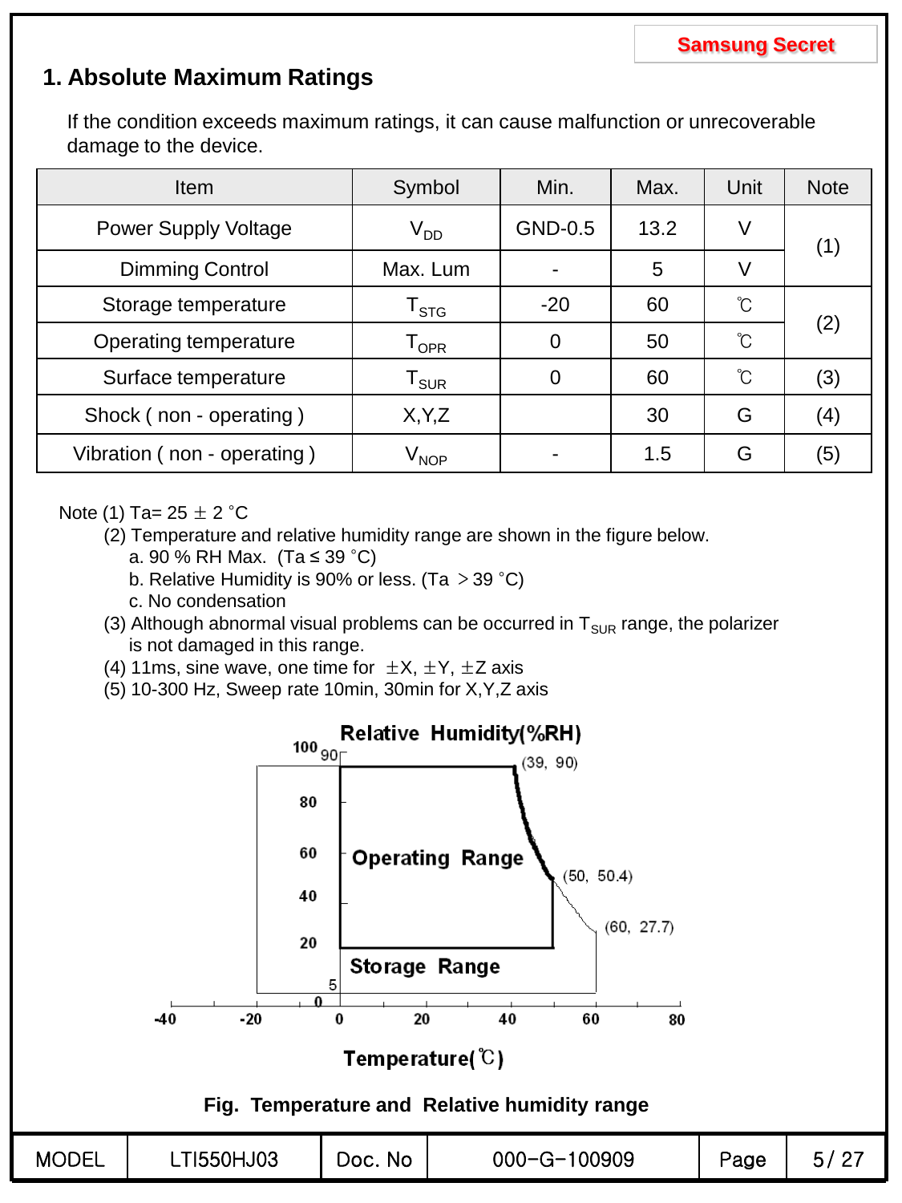## 1. Absolute Maximum Ratings

If the condition exceeds maximum ratings, it can cause malfunction or unrecoverable damage to the device.

| Item | Symbol | Min. | Max. | Unit | Note |
|---|---|---|---|---|---|
| Power Supply Voltage | $V_{DD}$ | GND-0.5 | 13.2 | V | (1) |
| Dimming Control | Max. Lum | - | 5 | V | |
| Storage temperature | $T_{STG}$ | -20 | 60 | ℃ | (2) |
| Operating temperature | $T_{OPR}$ | 0 | 50 | ℃ | |
| Surface temperature | $T_{SUR}$ | 0 | 60 | ℃ | (3) |
| Shock ( non - operating ) | X,Y,Z | | 30 | G | (4) |
| Vibration ( non - operating ) | $V_{NOP}$ | - | 1.5 | G | (5) |

Note (1) Ta= 25 ± 2 ˚C

(2) Temperature and relative humidity range are shown in the figure below.

a. 90 % RH Max. (Ta ≤ 39 ˚C)

b. Relative Humidity is 90% or less. (Ta ＞39 ˚C)

c. No condensation

(3) Although abnormal visual problems can be occurred in $T_{SUR}$ range, the polarizer is not damaged in this range.

(4) 11ms, sine wave, one time for ±X, ±Y, ±Z axis

(5) 10-300 Hz, Sweep rate 10min, 30min for X,Y,Z axis

Fig. Temperature and Relative humidity range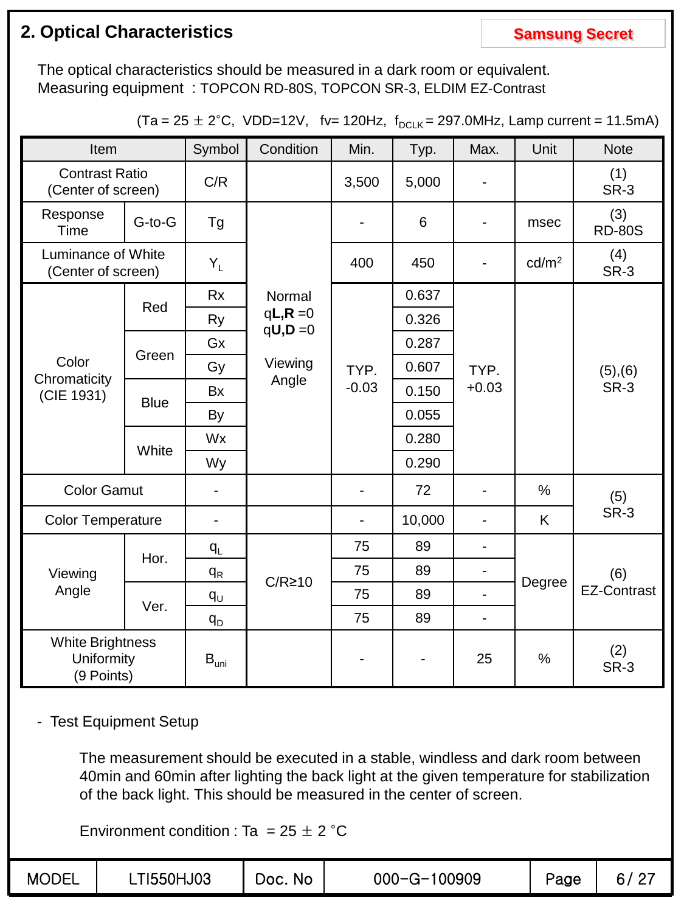## 2. Optical Characteristics

**Samsung Secret**

The optical characteristics should be measured in a dark room or equivalent.
Measuring equipment : TOPCON RD-80S, TOPCON SR-3, ELDIM EZ-Contrast

(Ta = 25 ± 2°C, VDD=12V, fv= 120Hz, $f_{DCLK}$ = 297.0MHz, Lamp current = 11.5mA)

| Item | | Symbol | Condition | Min. | Typ. | Max. | Unit | Note |
|---|---|---|---|---|---|---|---|---|
| Contrast Ratio (Center of screen) | | C/R | | 3,500 | 5,000 | - | | (1) SR-3 |
| Response Time | G-to-G | Tg | Normal $\theta$**L,R** =0 $\theta$**U,D** =0 Viewing Angle | - | 6 | - | msec | (3) RD-80S |
| Luminance of White (Center of screen) | | $Y_L$ | | 400 | 450 | - | cd/m² | (4) SR-3 |
| Color Chromaticity (CIE 1931) | Red | Rx | | TYP. -0.03 | 0.637 | TYP. +0.03 | | (5),(6) SR-3 |
| | | Ry | | | 0.326 | | | |
| | Green | Gx | | | 0.287 | | | |
| | | Gy | | | 0.607 | | | |
| | Blue | Bx | | | 0.150 | | | |
| | | By | | | 0.055 | | | |
| | White | Wx | | | 0.280 | | | |
| | | Wy | | | 0.290 | | | |
| Color Gamut | | - | | - | 72 | - | % | (5) SR-3 |
| Color Temperature | | - | | - | 10,000 | - | K | |
| Viewing Angle | Hor. | $\theta_L$ | C/R≥10 | 75 | 89 | - | Degree | (6) EZ-Contrast |
| | | $\theta_R$ | | 75 | 89 | - | | |
| | Ver. | $\theta_U$ | | 75 | 89 | - | | |
| | | $\theta_D$ | | 75 | 89 | - | | |
| White Brightness Uniformity (9 Points) | | $B_{uni}$ | | - | - | 25 | % | (2) SR-3 |

- Test Equipment Setup

  The measurement should be executed in a stable, windless and dark room between 40min and 60min after lighting the back light at the given temperature for stabilization of the back light. This should be measured in the center of screen.

  Environment condition : Ta = 25 ± 2 °C

| MODEL | LTI550HJ03 | Doc. No | 000-G-100909 |
|---|---|---|---|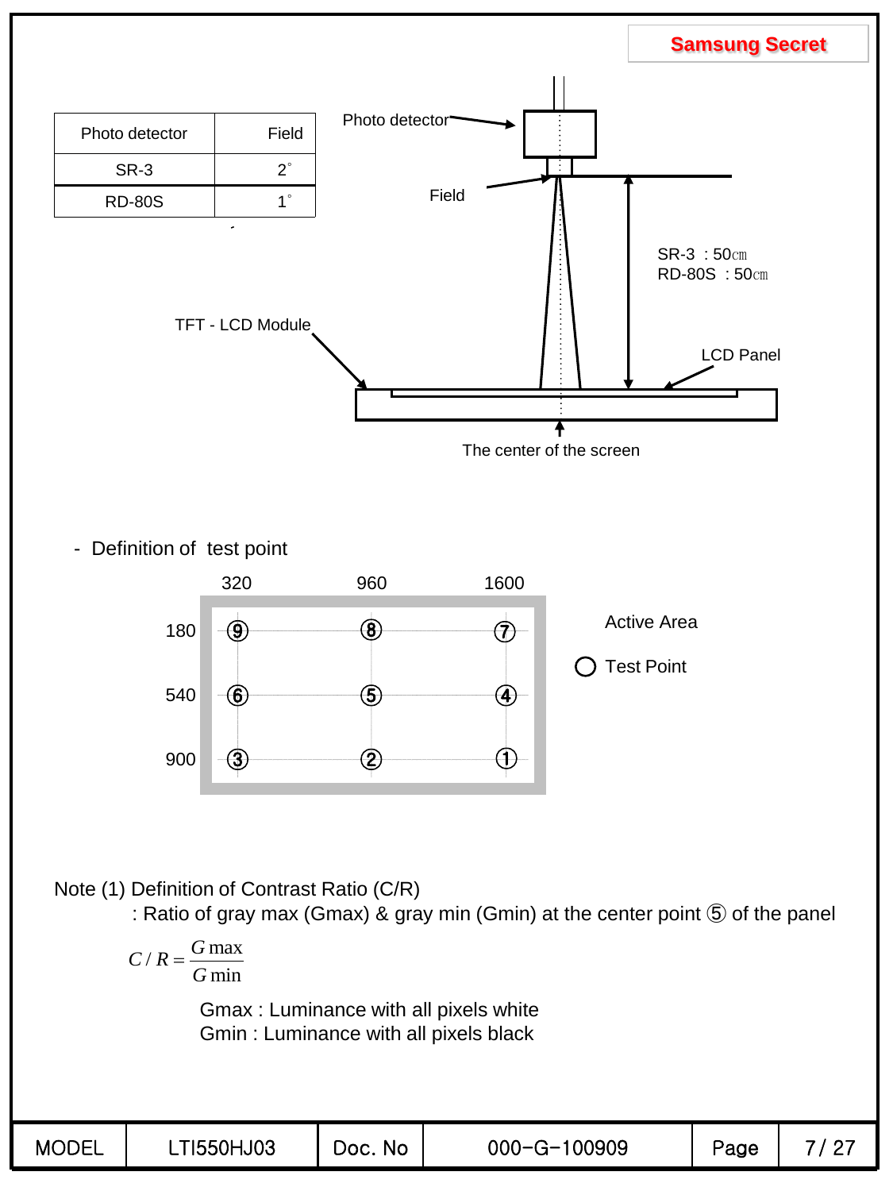Samsung Secret

| Photo detector | Field |
|---|---|
| SR-3 | 2˚ |
| RD-80S | 1˚ |

Photo detector

Field

SR-3 : 50㎝
RD-80S : 50㎝

TFT - LCD Module

LCD Panel

The center of the screen

- Definition of test point

| | 320 | 960 | 1600 |
|---|---|---|---|
| 180 | ⑨ | ⑧ | ⑦ |
| 540 | ⑥ | ⑤ | ④ |
| 900 | ③ | ② | ① |

Active Area

○ Test Point

Note (1) Definition of Contrast Ratio (C/R)

: Ratio of gray max (Gmax) & gray min (Gmin) at the center point ⑤ of the panel

$$C / R = \frac{G\max}{G\min}$$

Gmax : Luminance with all pixels white
Gmin : Luminance with all pixels black

| MODEL | LTI550HJ03 | Doc. No | 000-G-100909 |
|---|---|---|---|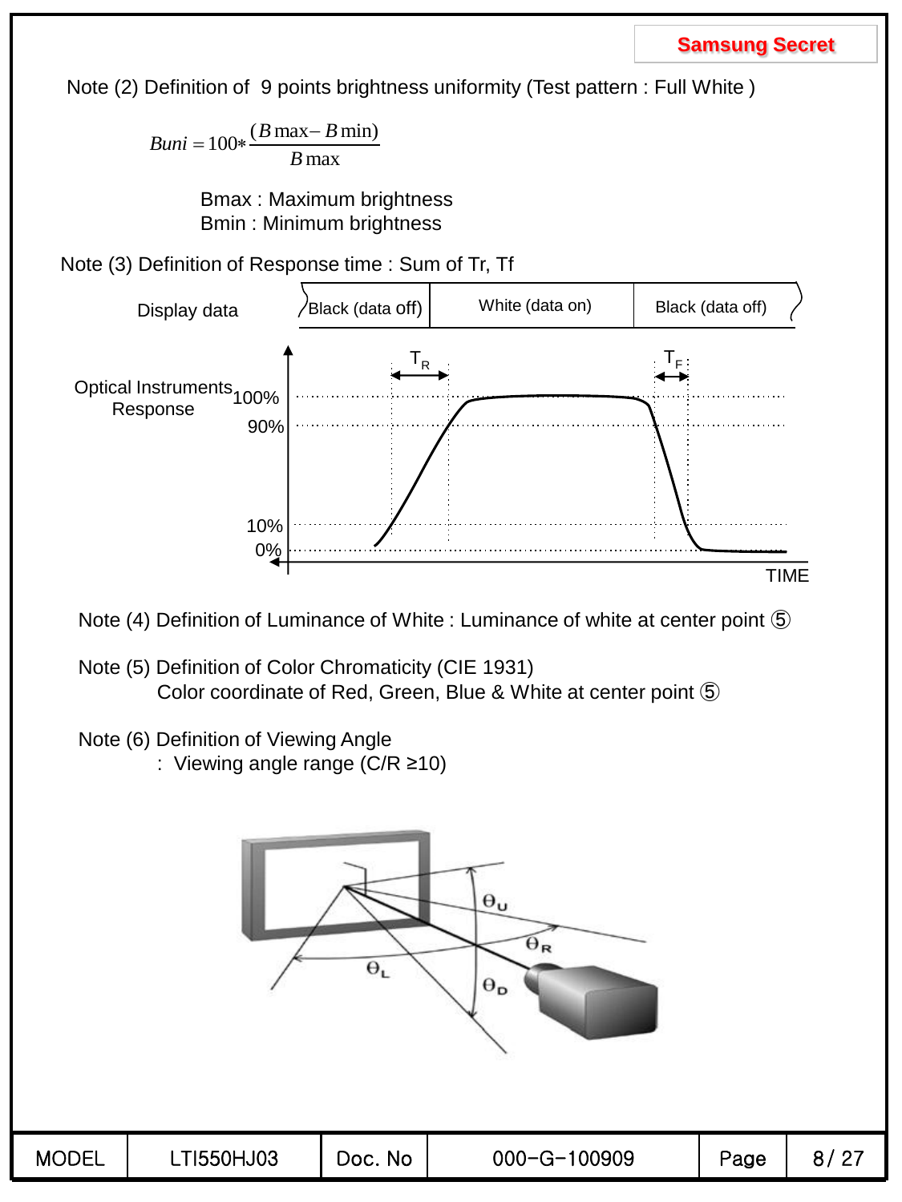Note (2) Definition of 9 points brightness uniformity (Test pattern : Full White )

$$Buni = 100 * \frac{(B\max - B\min)}{B\max}$$

Bmax : Maximum brightness
Bmin : Minimum brightness

Note (3) Definition of Response time : Sum of Tr, Tf

Display data: Black (data off) | White (data on) | Black (data off)

Optical Instruments Response: 100%, 90%, 10%, 0%; $T_R$, $T_F$; TIME

Note (4) Definition of Luminance of White : Luminance of white at center point ⑤

Note (5) Definition of Color Chromaticity (CIE 1931)
Color coordinate of Red, Green, Blue & White at center point ⑤

Note (6) Definition of Viewing Angle
: Viewing angle range (C/R ≥10)

$\theta_U$, $\theta_R$, $\theta_L$, $\theta_D$

| MODEL | LTI550HJ03 | Doc. No | 000-G-100909 |
|---|---|---|---|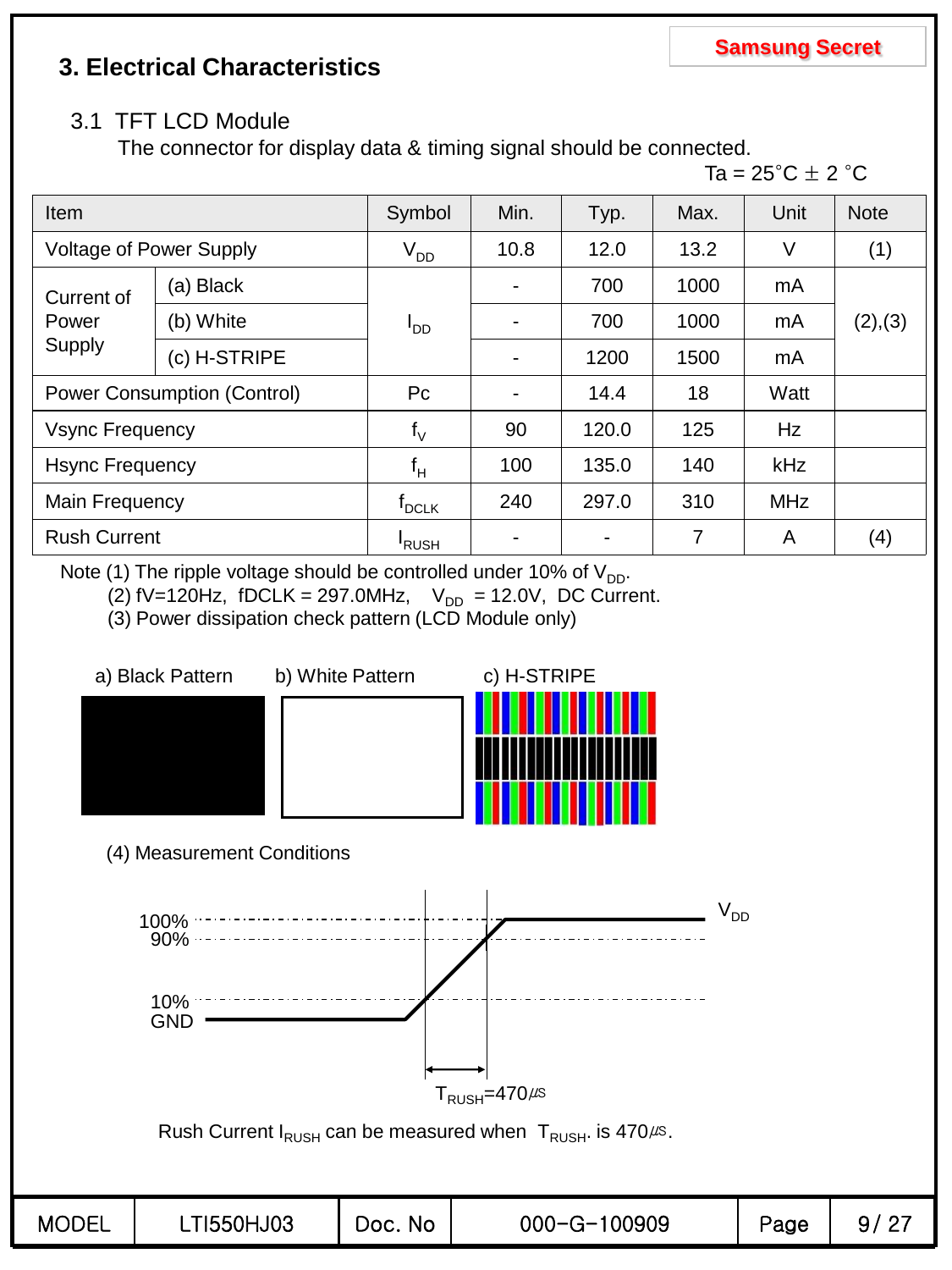Samsung Secret

## 3. Electrical Characteristics

### 3.1 TFT LCD Module

The connector for display data & timing signal should be connected.

Ta = 25˚C ± 2 ˚C

| Item | | Symbol | Min. | Typ. | Max. | Unit | Note |
|---|---|---|---|---|---|---|---|
| Voltage of Power Supply | | $V_{DD}$ | 10.8 | 12.0 | 13.2 | V | (1) |
| Current of Power Supply | (a) Black | $I_{DD}$ | - | 700 | 1000 | mA | (2),(3) |
| | (b) White | | - | 700 | 1000 | mA | |
| | (c) H-STRIPE | | - | 1200 | 1500 | mA | |
| Power Consumption (Control) | | Pc | - | 14.4 | 18 | Watt | |
| Vsync Frequency | | $f_V$ | 90 | 120.0 | 125 | Hz | |
| Hsync Frequency | | $f_H$ | 100 | 135.0 | 140 | kHz | |
| Main Frequency | | $f_{DCLK}$ | 240 | 297.0 | 310 | MHz | |
| Rush Current | | $I_{RUSH}$ | - | - | 7 | A | (4) |

Note (1) The ripple voltage should be controlled under 10% of $V_{DD}$.

(2) fV=120Hz, fDCLK = 297.0MHz, $V_{DD}$ = 12.0V, DC Current.

(3) Power dissipation check pattern (LCD Module only)

a) Black Pattern b) White Pattern c) H-STRIPE

(4) Measurement Conditions

100% 90% 10% GND $V_{DD}$

$T_{RUSH}$=470㎲

Rush Current $I_{RUSH}$ can be measured when $T_{RUSH}$. is 470㎲.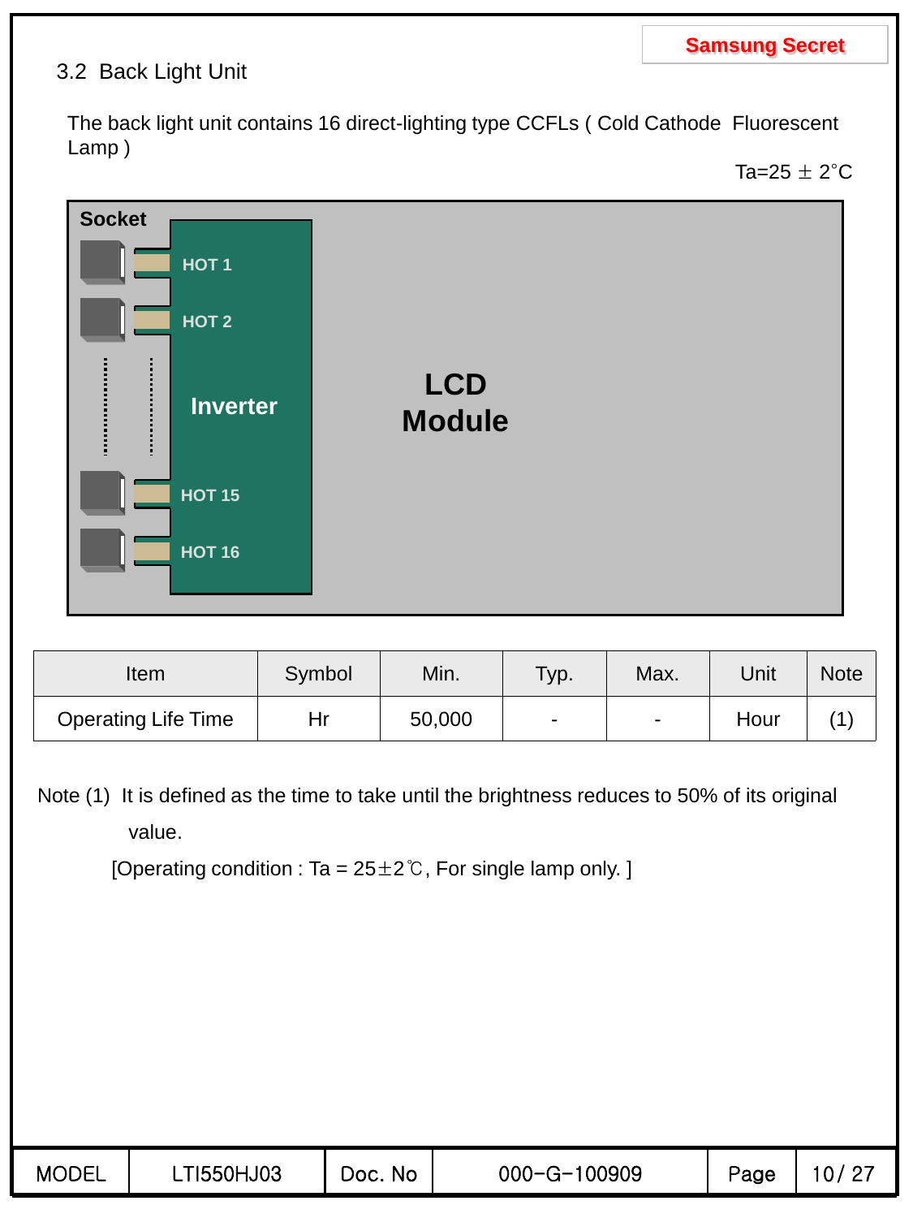Samsung Secret

### 3.2 Back Light Unit

The back light unit contains 16 direct-lighting type CCFLs ( Cold Cathode Fluorescent Lamp )

Ta=25 ± 2°C

Socket

HOT 1

HOT 2

Inverter

HOT 15

HOT 16

LCD Module

| Item | Symbol | Min. | Typ. | Max. | Unit | Note |
|---|---|---|---|---|---|---|
| Operating Life Time | Hr | 50,000 | - | - | Hour | (1) |

Note (1) It is defined as the time to take until the brightness reduces to 50% of its original value.

[Operating condition : Ta = 25±2℃, For single lamp only. ]

| MODEL | LTI550HJ03 | Doc. No | 000-G-100909 | Page | 10/ 27 |
|---|---|---|---|---|---|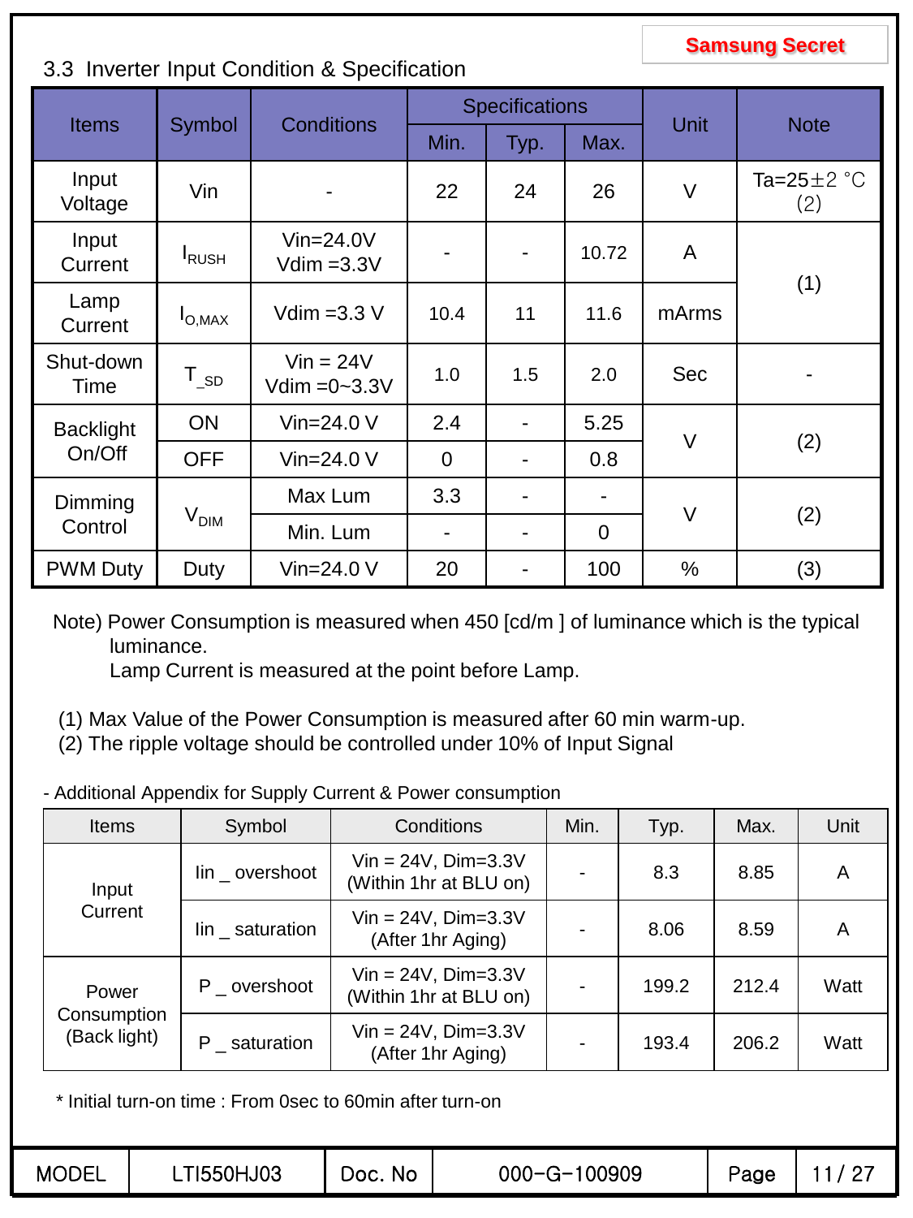Samsung Secret

### 3.3 Inverter Input Condition & Specification

| Items | Symbol | Conditions | Specifications | | | Unit | Note |
|---|---|---|---|---|---|---|---|
| | | | Min. | Typ. | Max. | | |
| Input Voltage | Vin | - | 22 | 24 | 26 | V | Ta=25±2 °C (2) |
| Input Current | $I_{RUSH}$ | Vin=24.0V Vdim =3.3V | - | - | 10.72 | A | (1) |
| Lamp Current | $I_{O,MAX}$ | Vdim =3.3 V | 10.4 | 11 | 11.6 | mArms | |
| Shut-down Time | $T_{\_SD}$ | Vin = 24V Vdim =0~3.3V | 1.0 | 1.5 | 2.0 | Sec | - |
| Backlight On/Off | ON | Vin=24.0 V | 2.4 | - | 5.25 | V | (2) |
| | OFF | Vin=24.0 V | 0 | - | 0.8 | | |
| Dimming Control | $V_{DIM}$ | Max Lum | 3.3 | - | - | V | (2) |
| | | Min. Lum | - | - | 0 | | |
| PWM Duty | Duty | Vin=24.0 V | 20 | - | 100 | % | (3) |

Note) Power Consumption is measured when 450 [cd/m ] of luminance which is the typical luminance.
Lamp Current is measured at the point before Lamp.

(1) Max Value of the Power Consumption is measured after 60 min warm-up.
(2) The ripple voltage should be controlled under 10% of Input Signal

- Additional Appendix for Supply Current & Power consumption

| Items | Symbol | Conditions | Min. | Typ. | Max. | Unit |
|---|---|---|---|---|---|---|
| Input Current | Iin _ overshoot | Vin = 24V, Dim=3.3V (Within 1hr at BLU on) | - | 8.3 | 8.85 | A |
| | Iin _ saturation | Vin = 24V, Dim=3.3V (After 1hr Aging) | - | 8.06 | 8.59 | A |
| Power Consumption (Back light) | P _ overshoot | Vin = 24V, Dim=3.3V (Within 1hr at BLU on) | - | 199.2 | 212.4 | Watt |
| | P _ saturation | Vin = 24V, Dim=3.3V (After 1hr Aging) | - | 193.4 | 206.2 | Watt |

* Initial turn-on time : From 0sec to 60min after turn-on

| MODEL | LTI550HJ03 | Doc. No | 000-G-100909 |
|---|---|---|---|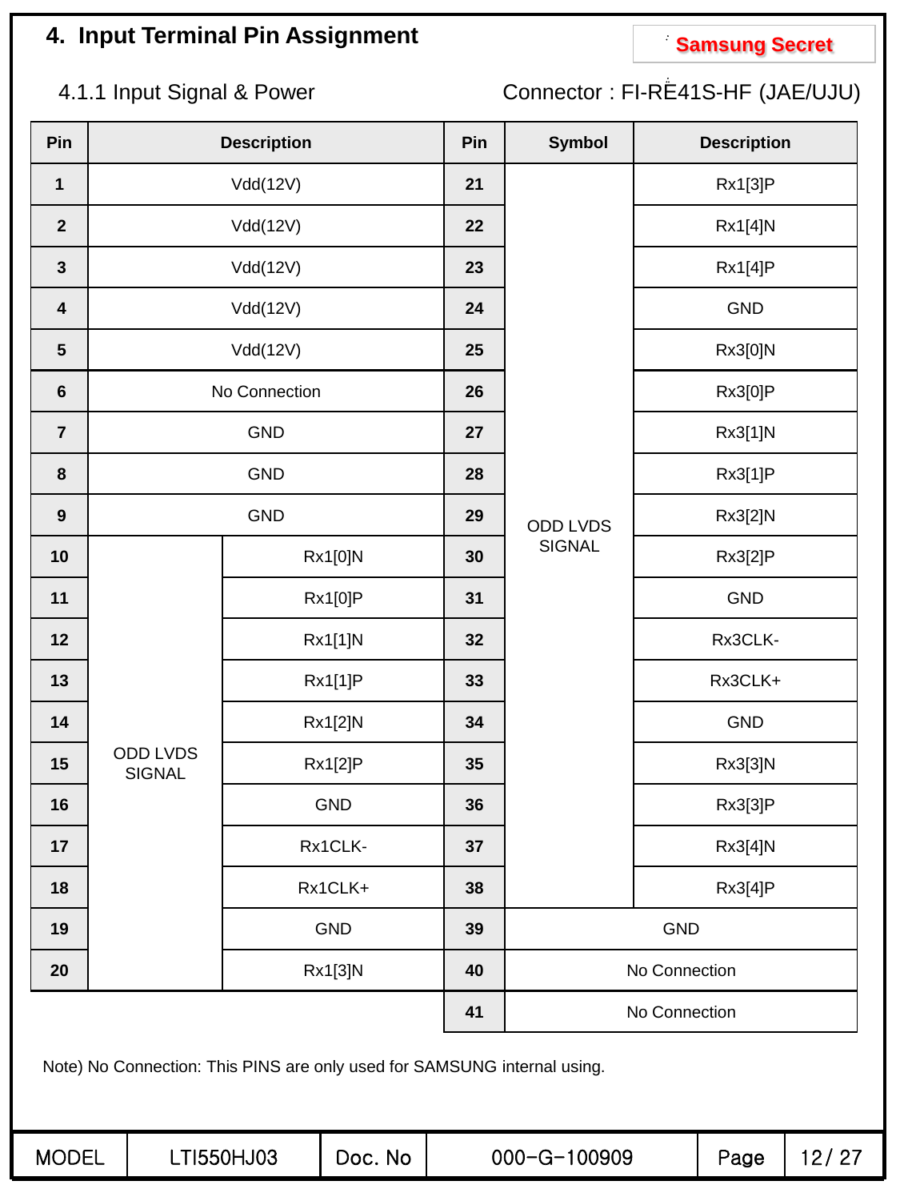## 4. Input Terminal Pin Assignment

Samsung Secret

4.1.1 Input Signal & Power

Connector : FI-RE41S-HF (JAE/UJU)

| Pin | Description | | Pin | Symbol | Description |
|---|---|---|---|---|---|
| 1 | Vdd(12V) | | 21 | ODD LVDS SIGNAL | Rx1[3]P |
| 2 | Vdd(12V) | | 22 | | Rx1[4]N |
| 3 | Vdd(12V) | | 23 | | Rx1[4]P |
| 4 | Vdd(12V) | | 24 | | GND |
| 5 | Vdd(12V) | | 25 | | Rx3[0]N |
| 6 | No Connection | | 26 | | Rx3[0]P |
| 7 | GND | | 27 | | Rx3[1]N |
| 8 | GND | | 28 | | Rx3[1]P |
| 9 | GND | | 29 | | Rx3[2]N |
| 10 | ODD LVDS SIGNAL | Rx1[0]N | 30 | | Rx3[2]P |
| 11 | | Rx1[0]P | 31 | | GND |
| 12 | | Rx1[1]N | 32 | | Rx3CLK- |
| 13 | | Rx1[1]P | 33 | | Rx3CLK+ |
| 14 | | Rx1[2]N | 34 | | GND |
| 15 | | Rx1[2]P | 35 | | Rx3[3]N |
| 16 | | GND | 36 | | Rx3[3]P |
| 17 | | Rx1CLK- | 37 | | Rx3[4]N |
| 18 | | Rx1CLK+ | 38 | | Rx3[4]P |
| 19 | | GND | 39 | GND | |
| 20 | | Rx1[3]N | 40 | No Connection | |
| | | | 41 | No Connection | |

Note) No Connection: This PINS are only used for SAMSUNG internal using.

| MODEL | LTI550HJ03 | Doc. No | 000-G-100909 |
|---|---|---|---|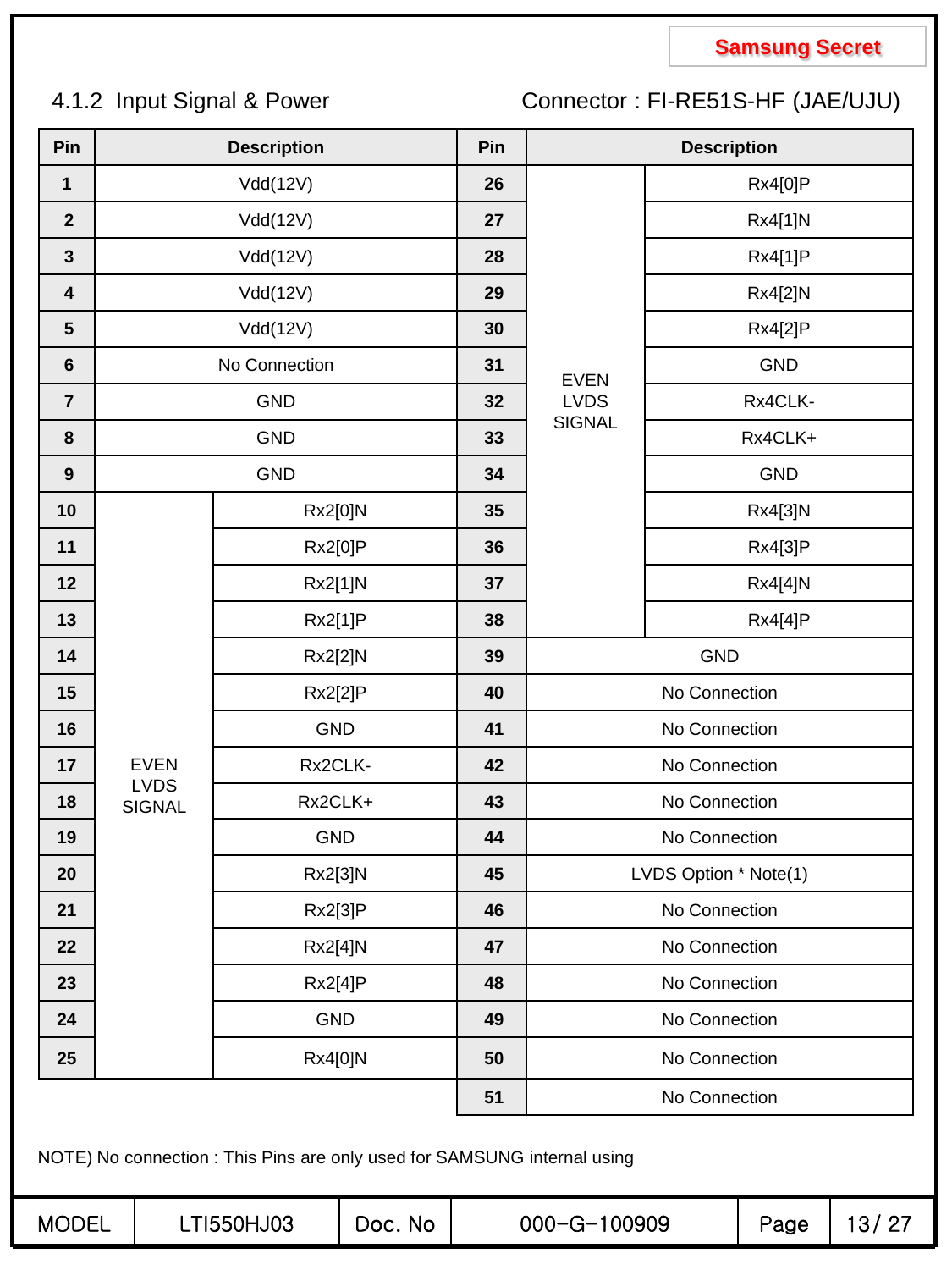### 4.1.2 Input Signal & Power

Connector : FI-RE51S-HF (JAE/UJU)

| Pin | Description | | Pin | Description | |
|---|---|---|---|---|---|
| 1 | Vdd(12V) | | 26 | EVEN LVDS SIGNAL | Rx4[0]P |
| 2 | Vdd(12V) | | 27 | | Rx4[1]N |
| 3 | Vdd(12V) | | 28 | | Rx4[1]P |
| 4 | Vdd(12V) | | 29 | | Rx4[2]N |
| 5 | Vdd(12V) | | 30 | | Rx4[2]P |
| 6 | No Connection | | 31 | | GND |
| 7 | GND | | 32 | | Rx4CLK- |
| 8 | GND | | 33 | | Rx4CLK+ |
| 9 | GND | | 34 | | GND |
| 10 | EVEN LVDS SIGNAL | Rx2[0]N | 35 | | Rx4[3]N |
| 11 | | Rx2[0]P | 36 | | Rx4[3]P |
| 12 | | Rx2[1]N | 37 | | Rx4[4]N |
| 13 | | Rx2[1]P | 38 | | Rx4[4]P |
| 14 | | Rx2[2]N | 39 | GND | |
| 15 | | Rx2[2]P | 40 | No Connection | |
| 16 | | GND | 41 | No Connection | |
| 17 | | Rx2CLK- | 42 | No Connection | |
| 18 | | Rx2CLK+ | 43 | No Connection | |
| 19 | | GND | 44 | No Connection | |
| 20 | | Rx2[3]N | 45 | LVDS Option * Note(1) | |
| 21 | | Rx2[3]P | 46 | No Connection | |
| 22 | | Rx2[4]N | 47 | No Connection | |
| 23 | | Rx2[4]P | 48 | No Connection | |
| 24 | | GND | 49 | No Connection | |
| 25 | | Rx4[0]N | 50 | No Connection | |
| | | | 51 | No Connection | |

NOTE) No connection : This Pins are only used for SAMSUNG internal using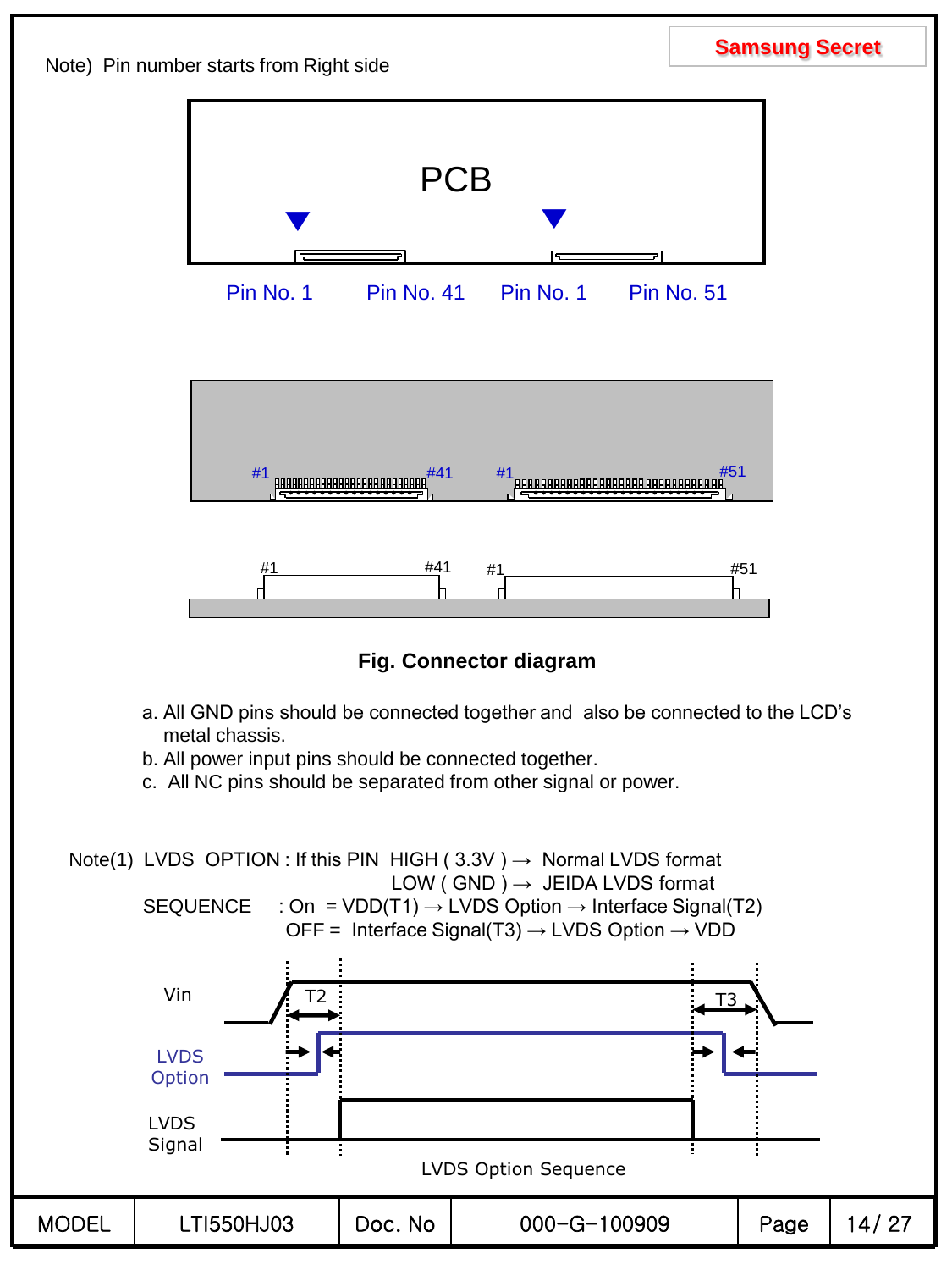Note) Pin number starts from Right side

PCB

Pin No. 1 Pin No. 41 Pin No. 1 Pin No. 51

#1 #41 #1 #51

#1 #41 #1 #51

**Fig. Connector diagram**

a. All GND pins should be connected together and also be connected to the LCD's metal chassis.
b. All power input pins should be connected together.
c. All NC pins should be separated from other signal or power.

Note(1) LVDS OPTION : If this PIN HIGH ( 3.3V ) → Normal LVDS format
LOW ( GND ) → JEIDA LVDS format

SEQUENCE : On = VDD(T1) → LVDS Option → Interface Signal(T2)
OFF = Interface Signal(T3) → LVDS Option → VDD

Vin T2 T3

LVDS Option

LVDS Signal

LVDS Option Sequence

| MODEL | LTI550HJ03 | Doc. No | 000-G-100909 |
| --- | --- | --- | --- |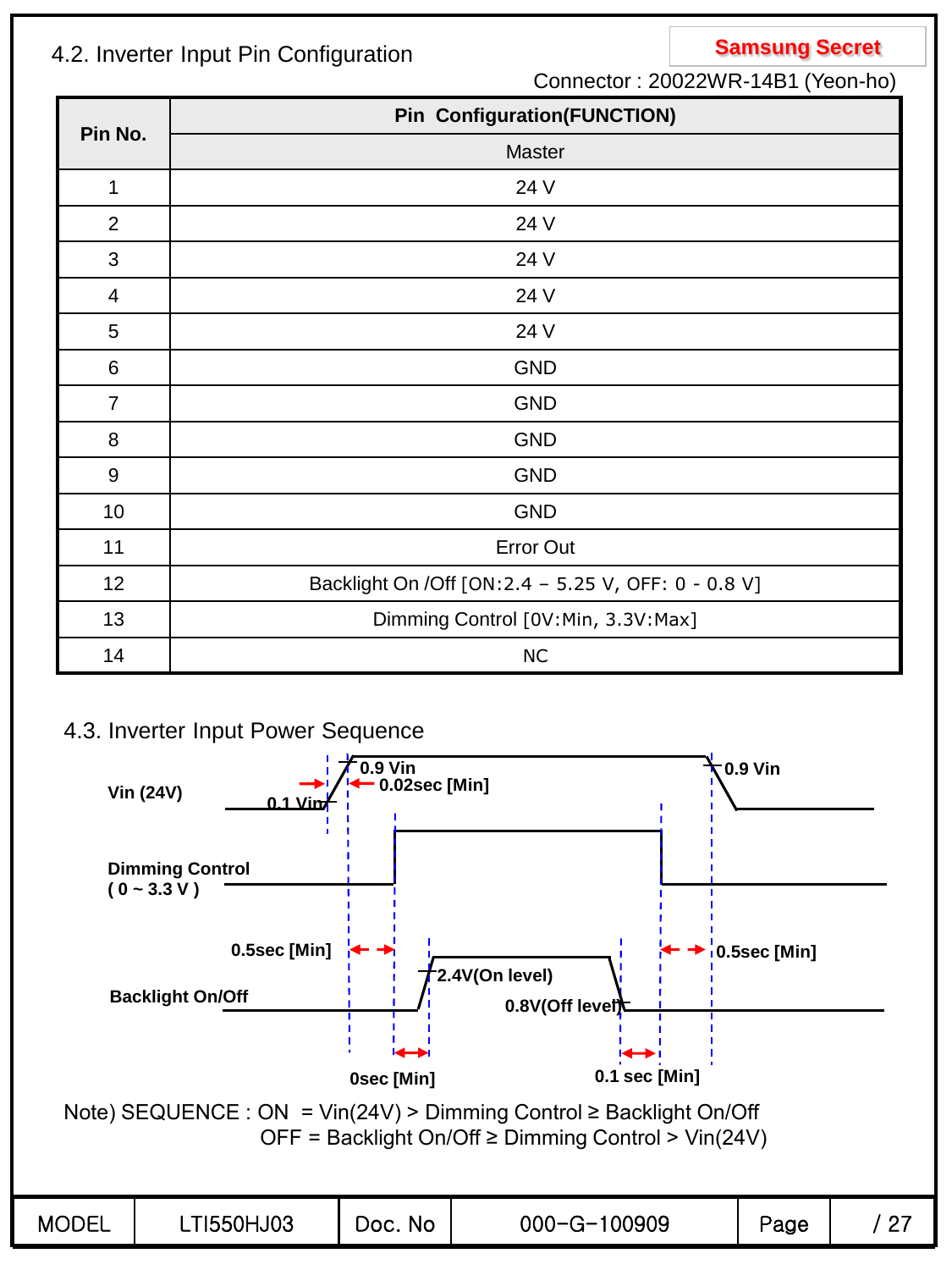## 4.2. Inverter Input Pin Configuration

**Samsung Secret**

Connector : 20022WR-14B1 (Yeon-ho)

| Pin No. | Pin Configuration(FUNCTION) |
|---|---|
| | Master |
| 1 | 24 V |
| 2 | 24 V |
| 3 | 24 V |
| 4 | 24 V |
| 5 | 24 V |
| 6 | GND |
| 7 | GND |
| 8 | GND |
| 9 | GND |
| 10 | GND |
| 11 | Error Out |
| 12 | Backlight On /Off [ON:2.4 – 5.25 V, OFF: 0 - 0.8 V] |
| 13 | Dimming Control [0V:Min, 3.3V:Max] |
| 14 | NC |

## 4.3. Inverter Input Power Sequence

**Vin (24V)** — 0.1 Vin, 0.9 Vin, 0.02sec [Min], 0.9 Vin

**Dimming Control ( 0 ~ 3.3 V )**

**Backlight On/Off** — 0.5sec [Min], 2.4V(On level), 0.8V(Off level), 0.5sec [Min], 0sec [Min], 0.1 sec [Min]

Note) SEQUENCE : ON = Vin(24V) > Dimming Control ≥ Backlight On/Off
OFF = Backlight On/Off ≥ Dimming Control > Vin(24V)

| MODEL | LTI550HJ03 | Doc. No | 000-G-100909 | Page | / 27 |
|---|---|---|---|---|---|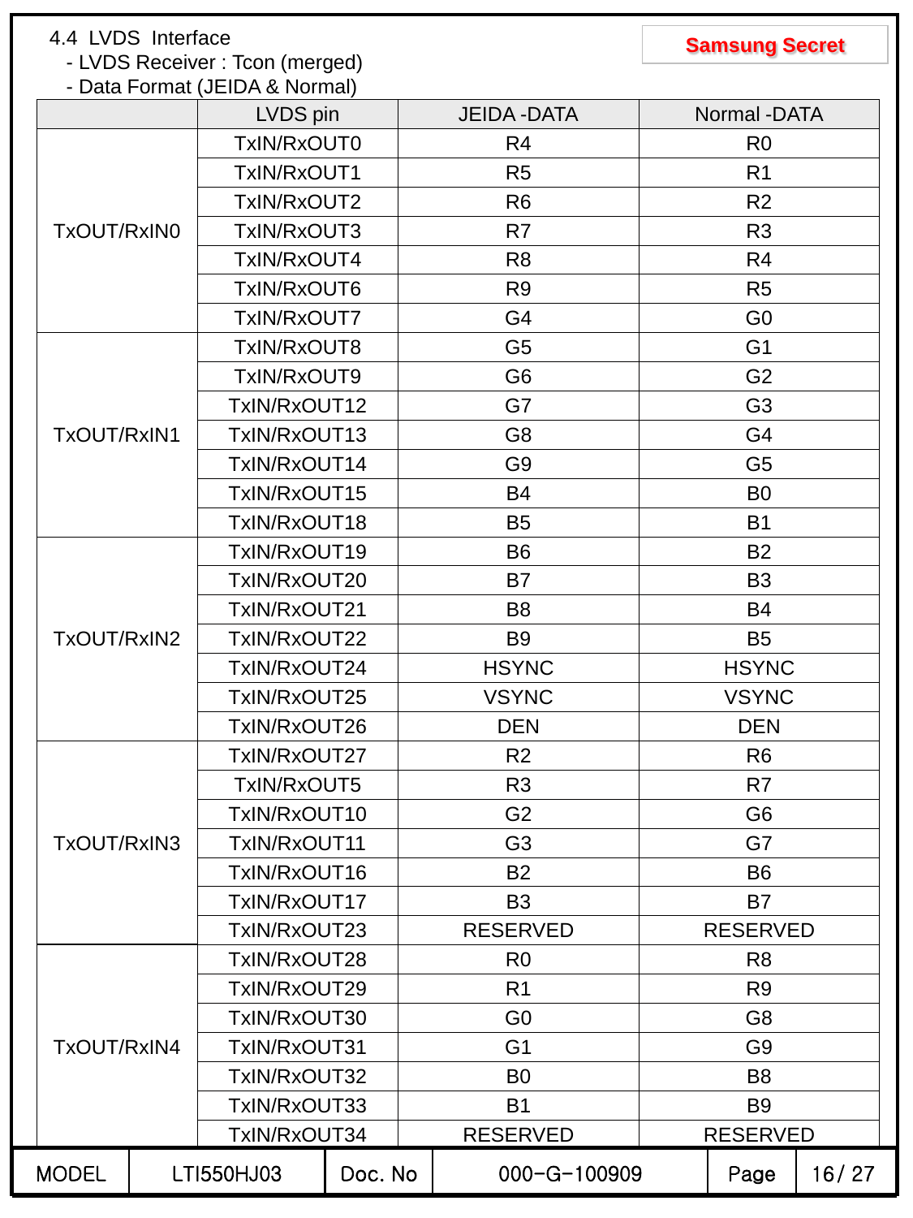4.4 LVDS Interface

- LVDS Receiver : Tcon (merged)
- Data Format (JEIDA & Normal)

Samsung Secret

| | LVDS pin | JEIDA -DATA | Normal -DATA |
|---|---|---|---|
| TxOUT/RxIN0 | TxIN/RxOUT0 | R4 | R0 |
| | TxIN/RxOUT1 | R5 | R1 |
| | TxIN/RxOUT2 | R6 | R2 |
| | TxIN/RxOUT3 | R7 | R3 |
| | TxIN/RxOUT4 | R8 | R4 |
| | TxIN/RxOUT6 | R9 | R5 |
| | TxIN/RxOUT7 | G4 | G0 |
| TxOUT/RxIN1 | TxIN/RxOUT8 | G5 | G1 |
| | TxIN/RxOUT9 | G6 | G2 |
| | TxIN/RxOUT12 | G7 | G3 |
| | TxIN/RxOUT13 | G8 | G4 |
| | TxIN/RxOUT14 | G9 | G5 |
| | TxIN/RxOUT15 | B4 | B0 |
| | TxIN/RxOUT18 | B5 | B1 |
| TxOUT/RxIN2 | TxIN/RxOUT19 | B6 | B2 |
| | TxIN/RxOUT20 | B7 | B3 |
| | TxIN/RxOUT21 | B8 | B4 |
| | TxIN/RxOUT22 | B9 | B5 |
| | TxIN/RxOUT24 | HSYNC | HSYNC |
| | TxIN/RxOUT25 | VSYNC | VSYNC |
| | TxIN/RxOUT26 | DEN | DEN |
| TxOUT/RxIN3 | TxIN/RxOUT27 | R2 | R6 |
| | TxIN/RxOUT5 | R3 | R7 |
| | TxIN/RxOUT10 | G2 | G6 |
| | TxIN/RxOUT11 | G3 | G7 |
| | TxIN/RxOUT16 | B2 | B6 |
| | TxIN/RxOUT17 | B3 | B7 |
| | TxIN/RxOUT23 | RESERVED | RESERVED |
| TxOUT/RxIN4 | TxIN/RxOUT28 | R0 | R8 |
| | TxIN/RxOUT29 | R1 | R9 |
| | TxIN/RxOUT30 | G0 | G8 |
| | TxIN/RxOUT31 | G1 | G9 |
| | TxIN/RxOUT32 | B0 | B8 |
| | TxIN/RxOUT33 | B1 | B9 |
| | TxIN/RxOUT34 | RESERVED | RESERVED |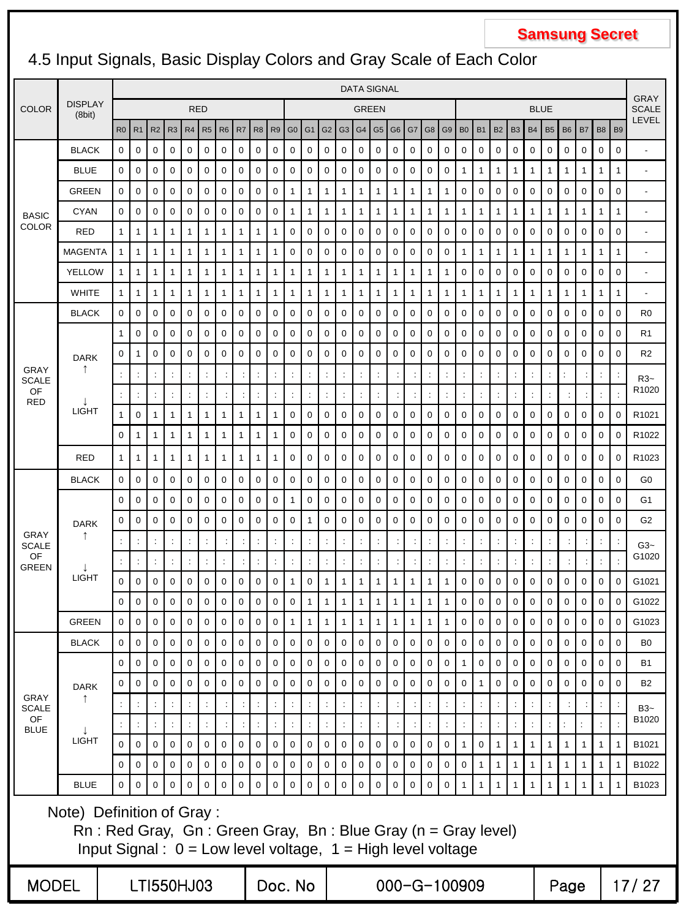# 4.5 Input Signals, Basic Display Colors and Gray Scale of Each Color

| COLOR | DISPLAY (8bit) | DATA SIGNAL | | | | | | | | | | | | | | | | | | | | | | | | | | | | | | GRAY SCALE LEVEL |
|---|---|---|---|---|---|---|---|---|---|---|---|---|---|---|---|---|---|---|---|---|---|---|---|---|---|---|---|---|---|---|---|---|
| | | RED | | | | | | | | | | GREEN | | | | | | | | | | BLUE | | | | | | | | | | |
| | | R0 | R1 | R2 | R3 | R4 | R5 | R6 | R7 | R8 | R9 | G0 | G1 | G2 | G3 | G4 | G5 | G6 | G7 | G8 | G9 | B0 | B1 | B2 | B3 | B4 | B5 | B6 | B7 | B8 | B9 | |
| BASIC COLOR | BLACK | 0 | 0 | 0 | 0 | 0 | 0 | 0 | 0 | 0 | 0 | 0 | 0 | 0 | 0 | 0 | 0 | 0 | 0 | 0 | 0 | 0 | 0 | 0 | 0 | 0 | 0 | 0 | 0 | 0 | 0 | - |
| | BLUE | 0 | 0 | 0 | 0 | 0 | 0 | 0 | 0 | 0 | 0 | 0 | 0 | 0 | 0 | 0 | 0 | 0 | 0 | 0 | 0 | 1 | 1 | 1 | 1 | 1 | 1 | 1 | 1 | 1 | 1 | - |
| | GREEN | 0 | 0 | 0 | 0 | 0 | 0 | 0 | 0 | 0 | 0 | 1 | 1 | 1 | 1 | 1 | 1 | 1 | 1 | 1 | 1 | 0 | 0 | 0 | 0 | 0 | 0 | 0 | 0 | 0 | 0 | - |
| | CYAN | 0 | 0 | 0 | 0 | 0 | 0 | 0 | 0 | 0 | 0 | 1 | 1 | 1 | 1 | 1 | 1 | 1 | 1 | 1 | 1 | 1 | 1 | 1 | 1 | 1 | 1 | 1 | 1 | 1 | 1 | - |
| | RED | 1 | 1 | 1 | 1 | 1 | 1 | 1 | 1 | 1 | 1 | 0 | 0 | 0 | 0 | 0 | 0 | 0 | 0 | 0 | 0 | 0 | 0 | 0 | 0 | 0 | 0 | 0 | 0 | 0 | 0 | - |
| | MAGENTA | 1 | 1 | 1 | 1 | 1 | 1 | 1 | 1 | 1 | 1 | 0 | 0 | 0 | 0 | 0 | 0 | 0 | 0 | 0 | 0 | 1 | 1 | 1 | 1 | 1 | 1 | 1 | 1 | 1 | 1 | - |
| | YELLOW | 1 | 1 | 1 | 1 | 1 | 1 | 1 | 1 | 1 | 1 | 1 | 1 | 1 | 1 | 1 | 1 | 1 | 1 | 1 | 1 | 0 | 0 | 0 | 0 | 0 | 0 | 0 | 0 | 0 | 0 | - |
| | WHITE | 1 | 1 | 1 | 1 | 1 | 1 | 1 | 1 | 1 | 1 | 1 | 1 | 1 | 1 | 1 | 1 | 1 | 1 | 1 | 1 | 1 | 1 | 1 | 1 | 1 | 1 | 1 | 1 | 1 | 1 | - |
| GRAY SCALE OF RED | BLACK | 0 | 0 | 0 | 0 | 0 | 0 | 0 | 0 | 0 | 0 | 0 | 0 | 0 | 0 | 0 | 0 | 0 | 0 | 0 | 0 | 0 | 0 | 0 | 0 | 0 | 0 | 0 | 0 | 0 | 0 | R0 |
| | DARK ↑ | 1 | 0 | 0 | 0 | 0 | 0 | 0 | 0 | 0 | 0 | 0 | 0 | 0 | 0 | 0 | 0 | 0 | 0 | 0 | 0 | 0 | 0 | 0 | 0 | 0 | 0 | 0 | 0 | 0 | 0 | R1 |
| | | 0 | 1 | 0 | 0 | 0 | 0 | 0 | 0 | 0 | 0 | 0 | 0 | 0 | 0 | 0 | 0 | 0 | 0 | 0 | 0 | 0 | 0 | 0 | 0 | 0 | 0 | 0 | 0 | 0 | 0 | R2 |
| | | : | : | : | : | : | : | : | : | : | : | : | : | : | : | : | : | : | : | : | : | : | : | : | : | : | : | : | : | : | : | R3~ R1020 |
| | ↓ LIGHT | : | : | : | : | : | : | : | : | : | : | : | : | : | : | : | : | : | : | : | : | : | : | : | : | : | : | : | : | : | : | |
| | | 1 | 0 | 1 | 1 | 1 | 1 | 1 | 1 | 1 | 1 | 0 | 0 | 0 | 0 | 0 | 0 | 0 | 0 | 0 | 0 | 0 | 0 | 0 | 0 | 0 | 0 | 0 | 0 | 0 | 0 | R1021 |
| | | 0 | 1 | 1 | 1 | 1 | 1 | 1 | 1 | 1 | 1 | 0 | 0 | 0 | 0 | 0 | 0 | 0 | 0 | 0 | 0 | 0 | 0 | 0 | 0 | 0 | 0 | 0 | 0 | 0 | 0 | R1022 |
| | RED | 1 | 1 | 1 | 1 | 1 | 1 | 1 | 1 | 1 | 1 | 0 | 0 | 0 | 0 | 0 | 0 | 0 | 0 | 0 | 0 | 0 | 0 | 0 | 0 | 0 | 0 | 0 | 0 | 0 | 0 | R1023 |
| GRAY SCALE OF GREEN | BLACK | 0 | 0 | 0 | 0 | 0 | 0 | 0 | 0 | 0 | 0 | 0 | 0 | 0 | 0 | 0 | 0 | 0 | 0 | 0 | 0 | 0 | 0 | 0 | 0 | 0 | 0 | 0 | 0 | 0 | 0 | G0 |
| | DARK ↑ | 0 | 0 | 0 | 0 | 0 | 0 | 0 | 0 | 0 | 0 | 1 | 0 | 0 | 0 | 0 | 0 | 0 | 0 | 0 | 0 | 0 | 0 | 0 | 0 | 0 | 0 | 0 | 0 | 0 | 0 | G1 |
| | | 0 | 0 | 0 | 0 | 0 | 0 | 0 | 0 | 0 | 0 | 0 | 1 | 0 | 0 | 0 | 0 | 0 | 0 | 0 | 0 | 0 | 0 | 0 | 0 | 0 | 0 | 0 | 0 | 0 | 0 | G2 |
| | | : | : | : | : | : | : | : | : | : | : | : | : | : | : | : | : | : | : | : | : | : | : | : | : | : | : | : | : | : | : | G3~ G1020 |
| | ↓ LIGHT | : | : | : | : | : | : | : | : | : | : | : | : | : | : | : | : | : | : | : | : | : | : | : | : | : | : | : | : | : | : | |
| | | 0 | 0 | 0 | 0 | 0 | 0 | 0 | 0 | 0 | 0 | 1 | 0 | 1 | 1 | 1 | 1 | 1 | 1 | 1 | 1 | 0 | 0 | 0 | 0 | 0 | 0 | 0 | 0 | 0 | 0 | G1021 |
| | | 0 | 0 | 0 | 0 | 0 | 0 | 0 | 0 | 0 | 0 | 0 | 1 | 1 | 1 | 1 | 1 | 1 | 1 | 1 | 1 | 0 | 0 | 0 | 0 | 0 | 0 | 0 | 0 | 0 | 0 | G1022 |
| | GREEN | 0 | 0 | 0 | 0 | 0 | 0 | 0 | 0 | 0 | 0 | 1 | 1 | 1 | 1 | 1 | 1 | 1 | 1 | 1 | 1 | 0 | 0 | 0 | 0 | 0 | 0 | 0 | 0 | 0 | 0 | G1023 |
| GRAY SCALE OF BLUE | BLACK | 0 | 0 | 0 | 0 | 0 | 0 | 0 | 0 | 0 | 0 | 0 | 0 | 0 | 0 | 0 | 0 | 0 | 0 | 0 | 0 | 0 | 0 | 0 | 0 | 0 | 0 | 0 | 0 | 0 | 0 | B0 |
| | DARK ↑ | 0 | 0 | 0 | 0 | 0 | 0 | 0 | 0 | 0 | 0 | 0 | 0 | 0 | 0 | 0 | 0 | 0 | 0 | 0 | 0 | 1 | 0 | 0 | 0 | 0 | 0 | 0 | 0 | 0 | 0 | B1 |
| | | 0 | 0 | 0 | 0 | 0 | 0 | 0 | 0 | 0 | 0 | 0 | 0 | 0 | 0 | 0 | 0 | 0 | 0 | 0 | 0 | 0 | 1 | 0 | 0 | 0 | 0 | 0 | 0 | 0 | 0 | B2 |
| | | : | : | : | : | : | : | : | : | : | : | : | : | : | : | : | : | : | : | : | : | : | : | : | : | : | : | : | : | : | : | B3~ B1020 |
| | ↓ LIGHT | : | : | : | : | : | : | : | : | : | : | : | : | : | : | : | : | : | : | : | : | : | : | : | : | : | : | : | : | : | : | |
| | | 0 | 0 | 0 | 0 | 0 | 0 | 0 | 0 | 0 | 0 | 0 | 0 | 0 | 0 | 0 | 0 | 0 | 0 | 0 | 0 | 1 | 0 | 1 | 1 | 1 | 1 | 1 | 1 | 1 | 1 | B1021 |
| | | 0 | 0 | 0 | 0 | 0 | 0 | 0 | 0 | 0 | 0 | 0 | 0 | 0 | 0 | 0 | 0 | 0 | 0 | 0 | 0 | 0 | 1 | 1 | 1 | 1 | 1 | 1 | 1 | 1 | 1 | B1022 |
| | BLUE | 0 | 0 | 0 | 0 | 0 | 0 | 0 | 0 | 0 | 0 | 0 | 0 | 0 | 0 | 0 | 0 | 0 | 0 | 0 | 0 | 1 | 1 | 1 | 1 | 1 | 1 | 1 | 1 | 1 | 1 | B1023 |

Note) Definition of Gray :

Rn : Red Gray, Gn : Green Gray, Bn : Blue Gray (n = Gray level)

Input Signal : 0 = Low level voltage, 1 = High level voltage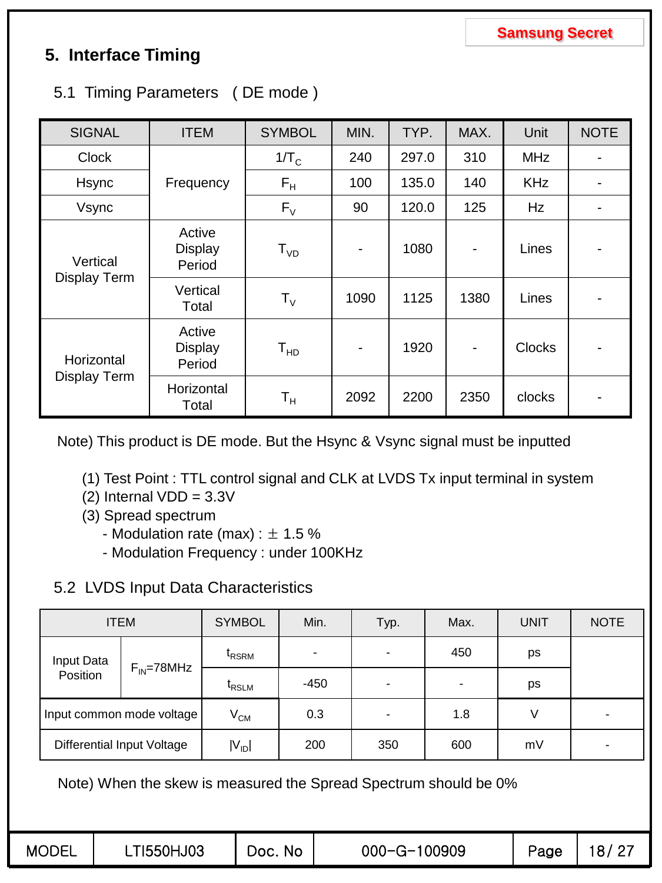Samsung Secret

## 5. Interface Timing

### 5.1 Timing Parameters ( DE mode )

| SIGNAL | ITEM | SYMBOL | MIN. | TYP. | MAX. | Unit | NOTE |
|---|---|---|---|---|---|---|---|
| Clock | Frequency | $1/T_C$ | 240 | 297.0 | 310 | MHz | - |
| Hsync | | $F_H$ | 100 | 135.0 | 140 | KHz | - |
| Vsync | | $F_V$ | 90 | 120.0 | 125 | Hz | - |
| Vertical Display Term | Active Display Period | $T_{VD}$ | - | 1080 | - | Lines | - |
| | Vertical Total | $T_V$ | 1090 | 1125 | 1380 | Lines | - |
| Horizontal Display Term | Active Display Period | $T_{HD}$ | - | 1920 | - | Clocks | - |
| | Horizontal Total | $T_H$ | 2092 | 2200 | 2350 | clocks | - |

Note) This product is DE mode. But the Hsync & Vsync signal must be inputted

(1) Test Point : TTL control signal and CLK at LVDS Tx input terminal in system
(2) Internal VDD = 3.3V
(3) Spread spectrum
- Modulation rate (max) : ± 1.5 %
- Modulation Frequency : under 100KHz

### 5.2 LVDS Input Data Characteristics

| ITEM | | SYMBOL | Min. | Typ. | Max. | UNIT | NOTE |
|---|---|---|---|---|---|---|---|
| Input Data Position | $F_{IN}$=78MHz | $t_{RSRM}$ | - | - | 450 | ps | |
| | | $t_{RSLM}$ | -450 | - | - | ps | |
| Input common mode voltage | | $V_{CM}$ | 0.3 | - | 1.8 | V | - |
| Differential Input Voltage | | $\|V_{ID}\|$ | 200 | 350 | 600 | mV | - |

Note) When the skew is measured the Spread Spectrum should be 0%

| MODEL | LTI550HJ03 | Doc. No | 000-G-100909 | Page | 18/ 27 |
|---|---|---|---|---|---|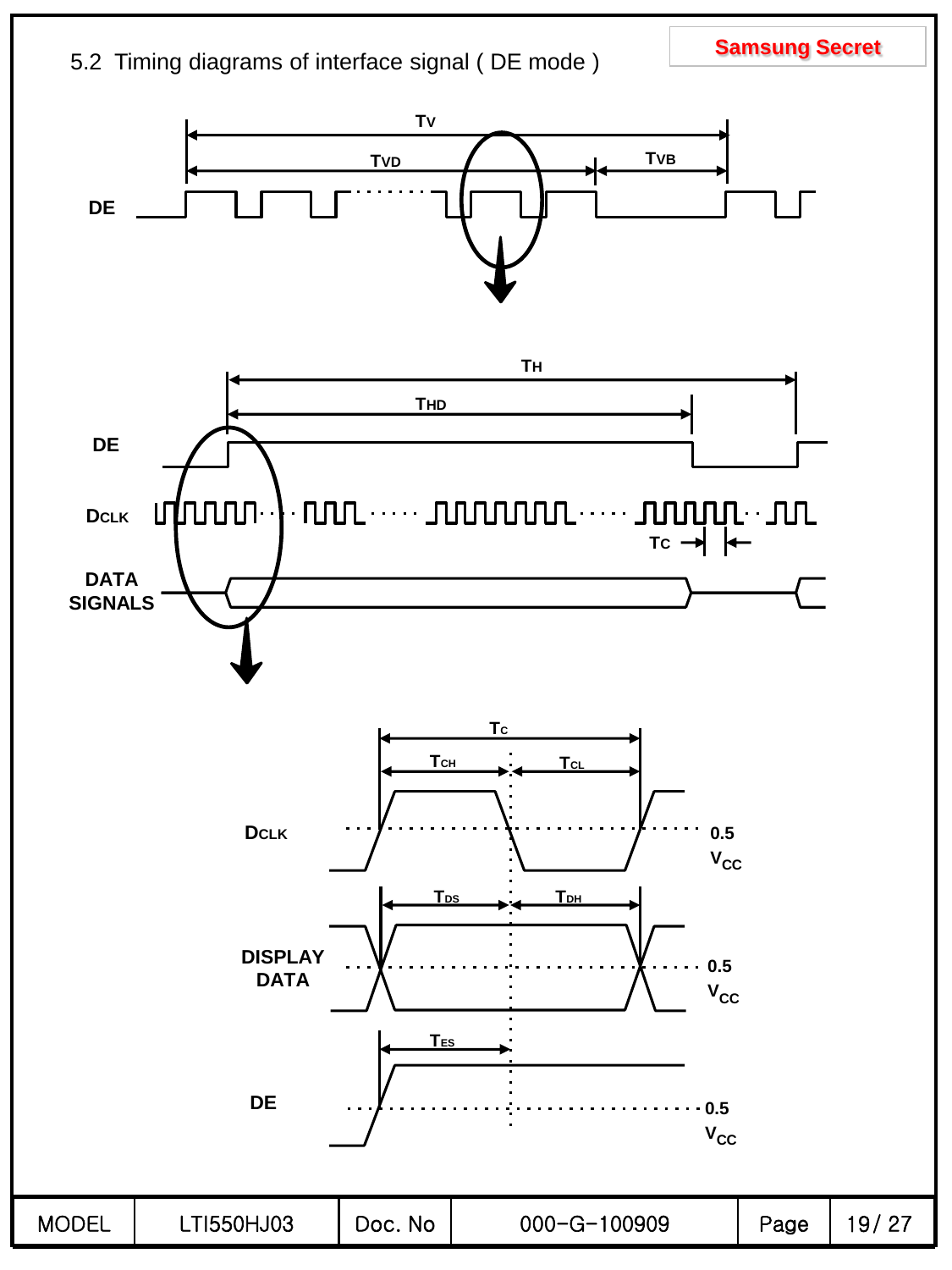5.2 Timing diagrams of interface signal ( DE mode )

Samsung Secret

$T_V$

$T_{VD}$

$T_{VB}$

DE

$T_H$

$T_{HD}$

DE

$D_{CLK}$

$T_C$

DATA SIGNALS

$T_C$

$T_{CH}$

$T_{CL}$

$D_{CLK}$

0.5 $V_{CC}$

$T_{DS}$

$T_{DH}$

DISPLAY DATA

0.5 $V_{CC}$

$T_{ES}$

DE

0.5 $V_{CC}$

| MODEL | LTI550HJ03 | Doc. No | 000-G-100909 | Page | 19/ 27 |
|---|---|---|---|---|---|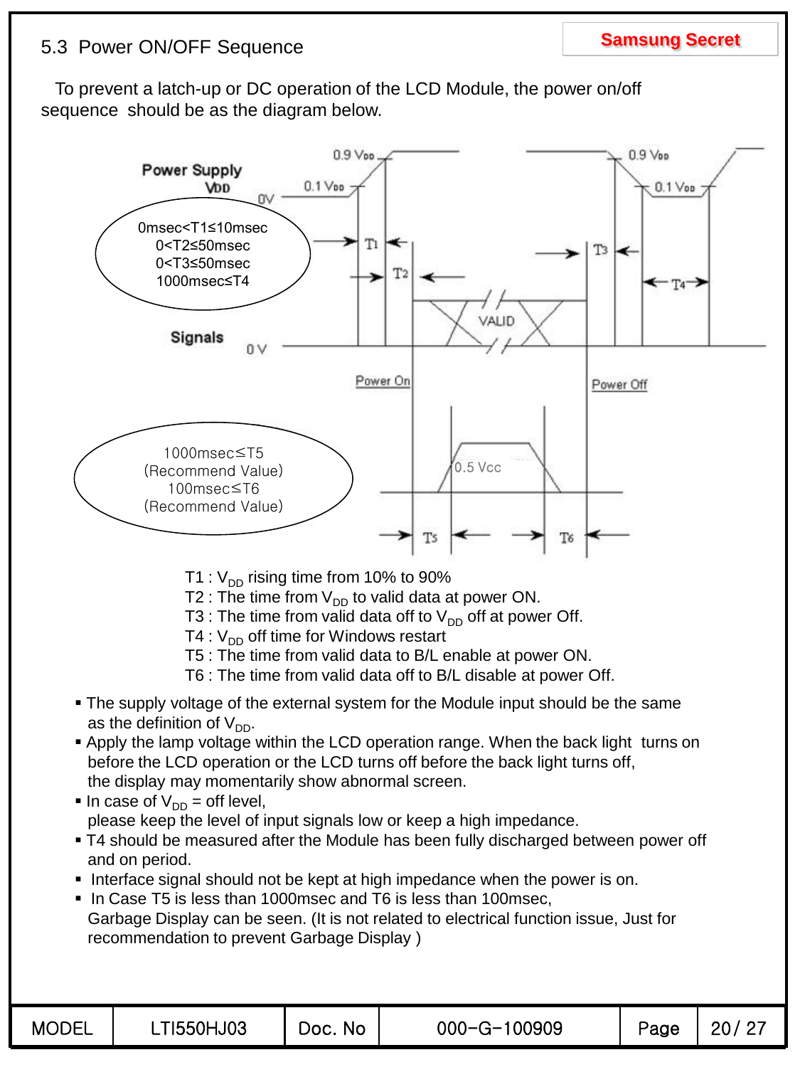## 5.3 Power ON/OFF Sequence

To prevent a latch-up or DC operation of the LCD Module, the power on/off sequence should be as the diagram below.

0msec<T1≤10msec
0<T2≤50msec
0<T3≤50msec
1000msec≤T4

1000msec≤T5
(Recommend Value)
100msec≤T6
(Recommend Value)

T1 : $V_{DD}$ rising time from 10% to 90%
T2 : The time from $V_{DD}$ to valid data at power ON.
T3 : The time from valid data off to $V_{DD}$ off at power Off.
T4 : $V_{DD}$ off time for Windows restart
T5 : The time from valid data to B/L enable at power ON.
T6 : The time from valid data off to B/L disable at power Off.

- The supply voltage of the external system for the Module input should be the same as the definition of $V_{DD}$.
- Apply the lamp voltage within the LCD operation range. When the back light turns on before the LCD operation or the LCD turns off before the back light turns off, the display may momentarily show abnormal screen.
- In case of $V_{DD}$ = off level, please keep the level of input signals low or keep a high impedance.
- T4 should be measured after the Module has been fully discharged between power off and on period.
- Interface signal should not be kept at high impedance when the power is on.
- In Case T5 is less than 1000msec and T6 is less than 100msec, Garbage Display can be seen. (It is not related to electrical function issue, Just for recommendation to prevent Garbage Display )

| MODEL | LTI550HJ03 | Doc. No | 000-G-100909 |
|---|---|---|---|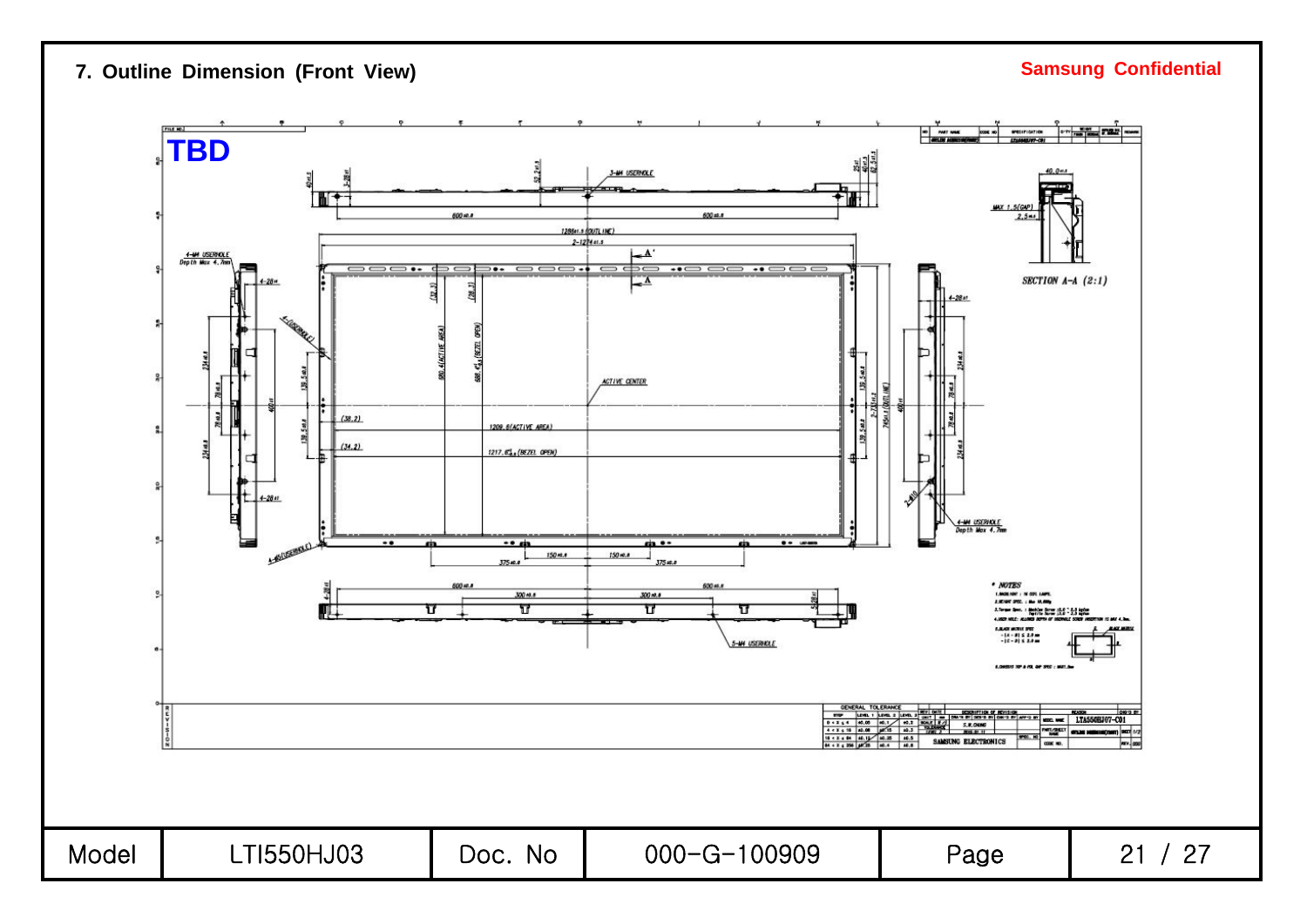## 7. Outline Dimension (Front View)

Samsung Confidential

TBD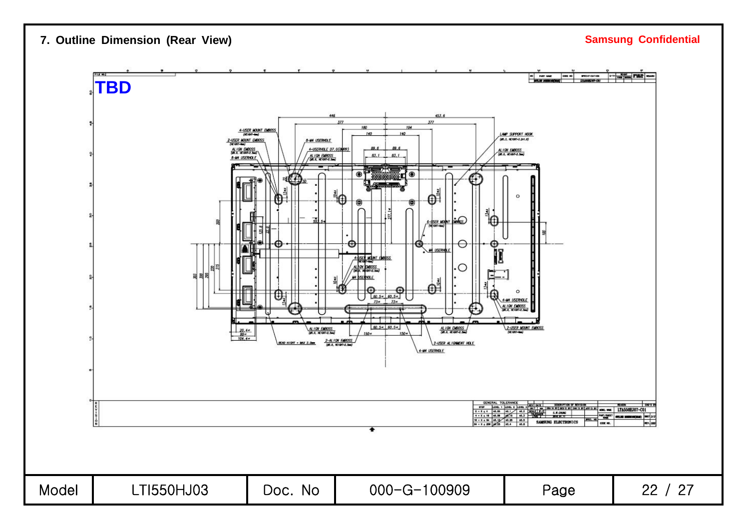## 7. Outline Dimension (Rear View)

Samsung Confidential

TBD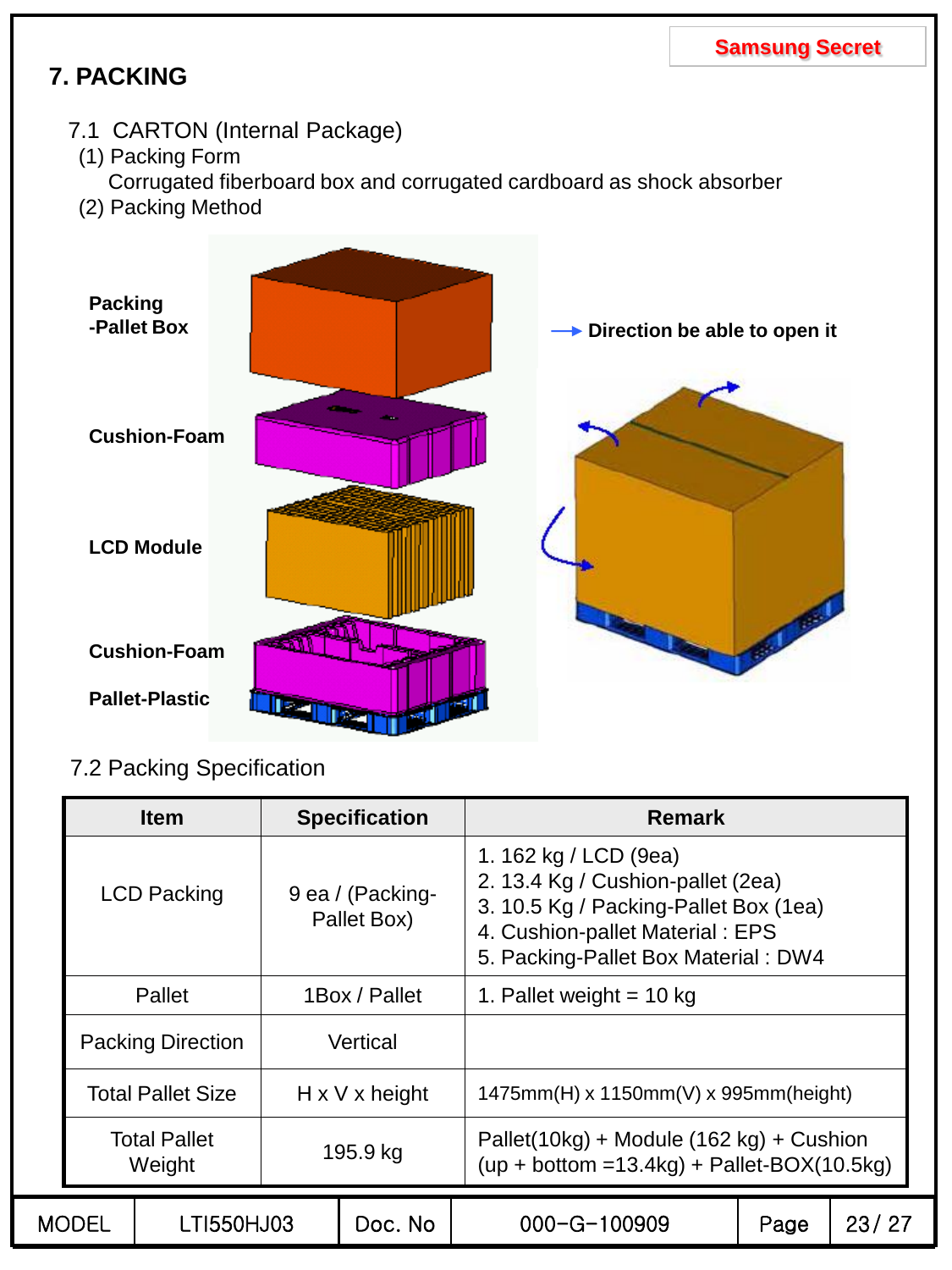# 7. PACKING

## 7.1 CARTON (Internal Package)

(1) Packing Form

Corrugated fiberboard box and corrugated cardboard as shock absorber

(2) Packing Method

Packing -Pallet Box

Cushion-Foam

LCD Module

Cushion-Foam

Pallet-Plastic

Direction be able to open it

## 7.2 Packing Specification

| Item | Specification | Remark |
|---|---|---|
| LCD Packing | 9 ea / (Packing-Pallet Box) | 1. 162 kg / LCD (9ea)<br>2. 13.4 Kg / Cushion-pallet (2ea)<br>3. 10.5 Kg / Packing-Pallet Box (1ea)<br>4. Cushion-pallet Material : EPS<br>5. Packing-Pallet Box Material : DW4 |
| Pallet | 1Box / Pallet | 1. Pallet weight = 10 kg |
| Packing Direction | Vertical | |
| Total Pallet Size | H x V x height | 1475mm(H) x 1150mm(V) x 995mm(height) |
| Total Pallet Weight | 195.9 kg | Pallet(10kg) + Module (162 kg) + Cushion (up + bottom =13.4kg) + Pallet-BOX(10.5kg) |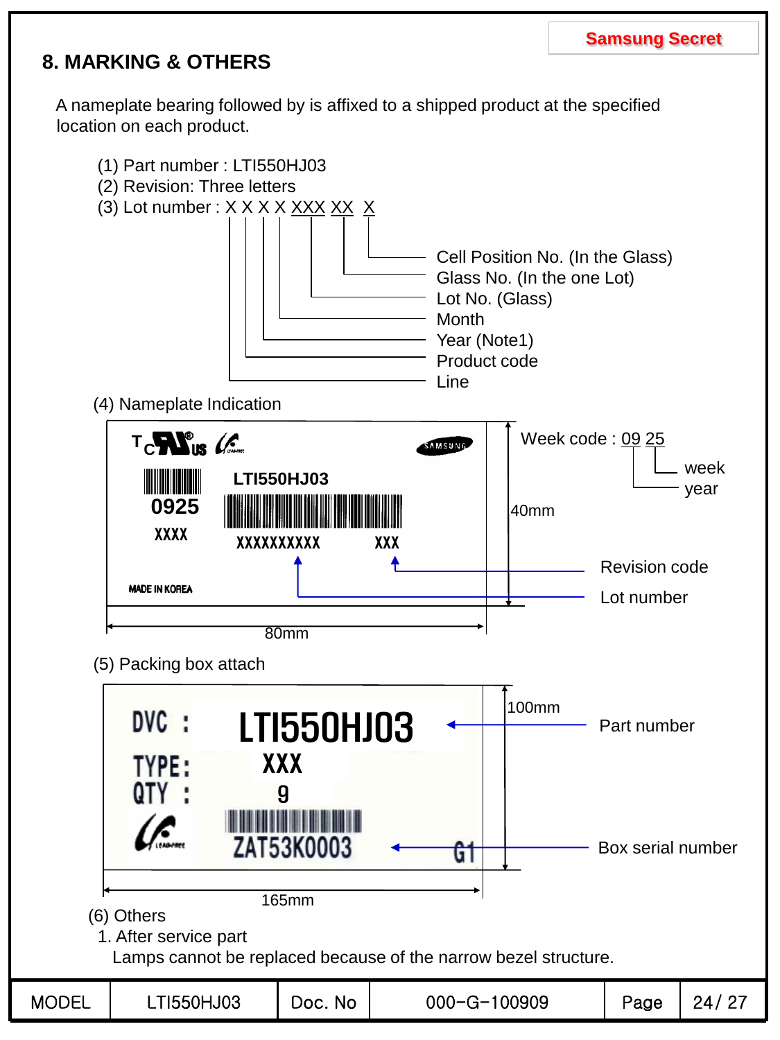## 8. MARKING & OTHERS

A nameplate bearing followed by is affixed to a shipped product at the specified location on each product.

(1) Part number : LTI550HJ03

(2) Revision: Three letters

(3) Lot number : X X X X XXX XX X

- Cell Position No. (In the Glass)
- Glass No. (In the one Lot)
- Lot No. (Glass)
- Month
- Year (Note1)
- Product code
- Line

(4) Nameplate Indication

T C US

SAMSUNG

LTI550HJ03

0925

XXXX

XXXXXXXXXX XXX

MADE IN KOREA

Week code : 09 25 (09: year, 25: week)

40mm

80mm

Revision code

Lot number

(5) Packing box attach

DVC : LTI550HJ03

TYPE: XXX

QTY : 9

ZAT53K0003 G1

100mm

165mm

Part number

Box serial number

(6) Others

1. After service part

Lamps cannot be replaced because of the narrow bezel structure.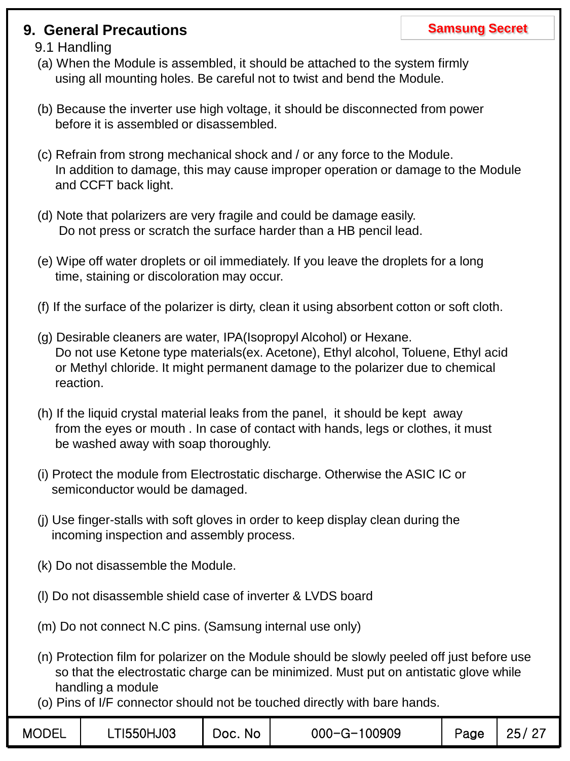# 9. General Precautions

## 9.1 Handling

(a) When the Module is assembled, it should be attached to the system firmly using all mounting holes. Be careful not to twist and bend the Module.

(b) Because the inverter use high voltage, it should be disconnected from power before it is assembled or disassembled.

(c) Refrain from strong mechanical shock and / or any force to the Module. In addition to damage, this may cause improper operation or damage to the Module and CCFT back light.

(d) Note that polarizers are very fragile and could be damage easily. Do not press or scratch the surface harder than a HB pencil lead.

(e) Wipe off water droplets or oil immediately. If you leave the droplets for a long time, staining or discoloration may occur.

(f) If the surface of the polarizer is dirty, clean it using absorbent cotton or soft cloth.

(g) Desirable cleaners are water, IPA(Isopropyl Alcohol) or Hexane. Do not use Ketone type materials(ex. Acetone), Ethyl alcohol, Toluene, Ethyl acid or Methyl chloride. It might permanent damage to the polarizer due to chemical reaction.

(h) If the liquid crystal material leaks from the panel, it should be kept away from the eyes or mouth . In case of contact with hands, legs or clothes, it must be washed away with soap thoroughly.

(i) Protect the module from Electrostatic discharge. Otherwise the ASIC IC or semiconductor would be damaged.

(j) Use finger-stalls with soft gloves in order to keep display clean during the incoming inspection and assembly process.

(k) Do not disassemble the Module.

(l) Do not disassemble shield case of inverter & LVDS board

(m) Do not connect N.C pins. (Samsung internal use only)

(n) Protection film for polarizer on the Module should be slowly peeled off just before use so that the electrostatic charge can be minimized. Must put on antistatic glove while handling a module

(o) Pins of I/F connector should not be touched directly with bare hands.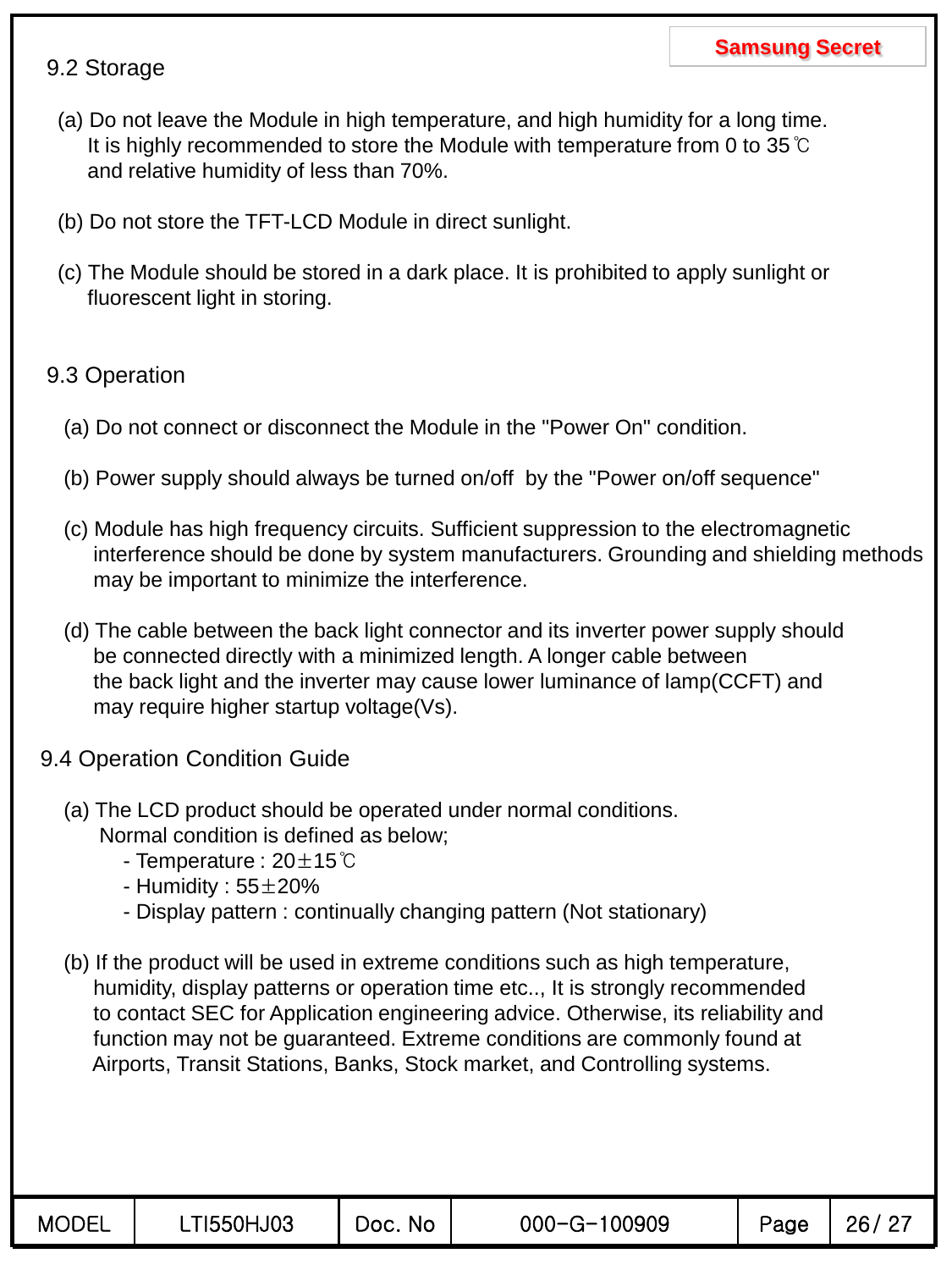## 9.2 Storage

(a) Do not leave the Module in high temperature, and high humidity for a long time.
It is highly recommended to store the Module with temperature from 0 to 35℃ and relative humidity of less than 70%.

(b) Do not store the TFT-LCD Module in direct sunlight.

(c) The Module should be stored in a dark place. It is prohibited to apply sunlight or fluorescent light in storing.

## 9.3 Operation

(a) Do not connect or disconnect the Module in the "Power On" condition.

(b) Power supply should always be turned on/off by the "Power on/off sequence"

(c) Module has high frequency circuits. Sufficient suppression to the electromagnetic interference should be done by system manufacturers. Grounding and shielding methods may be important to minimize the interference.

(d) The cable between the back light connector and its inverter power supply should be connected directly with a minimized length. A longer cable between the back light and the inverter may cause lower luminance of lamp(CCFT) and may require higher startup voltage(Vs).

## 9.4 Operation Condition Guide

(a) The LCD product should be operated under normal conditions.
Normal condition is defined as below;
- Temperature : 20±15℃
- Humidity : 55±20%
- Display pattern : continually changing pattern (Not stationary)

(b) If the product will be used in extreme conditions such as high temperature, humidity, display patterns or operation time etc.., It is strongly recommended to contact SEC for Application engineering advice. Otherwise, its reliability and function may not be guaranteed. Extreme conditions are commonly found at Airports, Transit Stations, Banks, Stock market, and Controlling systems.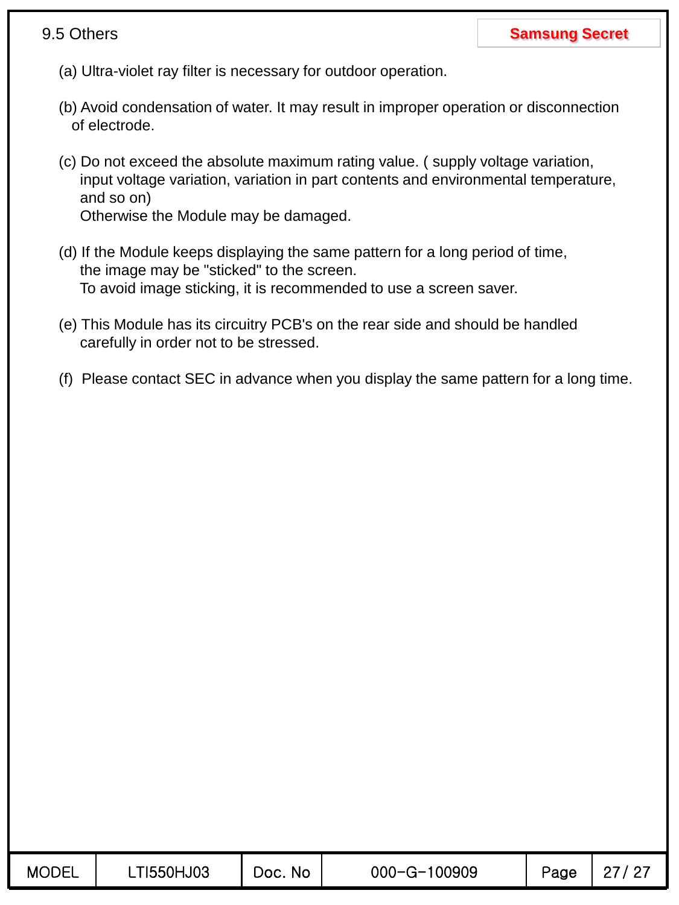## 9.5 Others

(a) Ultra-violet ray filter is necessary for outdoor operation.

(b) Avoid condensation of water. It may result in improper operation or disconnection of electrode.

(c) Do not exceed the absolute maximum rating value. ( supply voltage variation, input voltage variation, variation in part contents and environmental temperature, and so on)
Otherwise the Module may be damaged.

(d) If the Module keeps displaying the same pattern for a long period of time, the image may be "sticked" to the screen.
To avoid image sticking, it is recommended to use a screen saver.

(e) This Module has its circuitry PCB's on the rear side and should be handled carefully in order not to be stressed.

(f) Please contact SEC in advance when you display the same pattern for a long time.